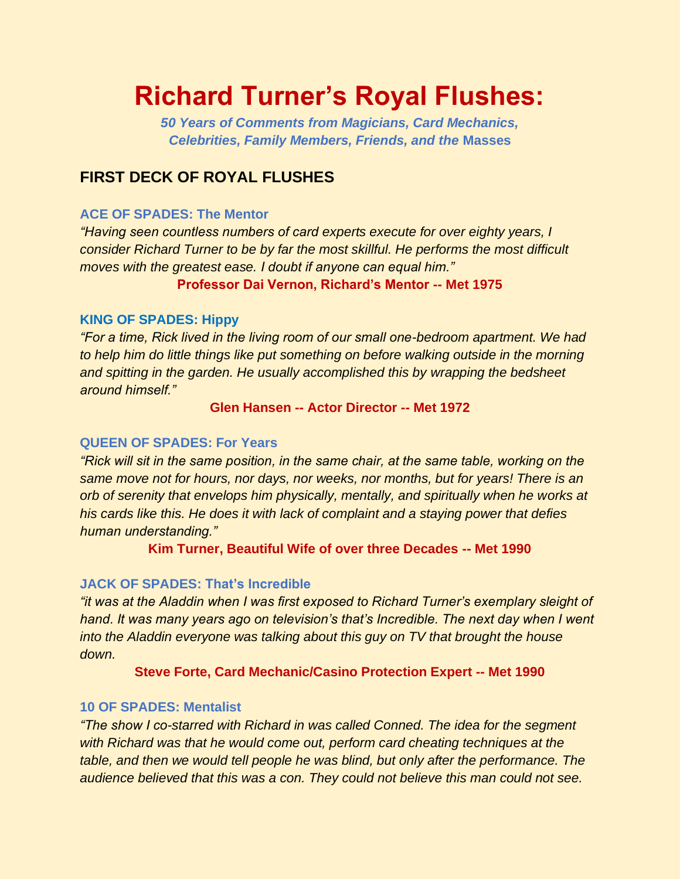# Richard Turner's Royal Flushes:

***50 Years of Comments from Magicians, Card Mechanics, Celebrities, Family Members, Friends, and the* Masses**

## FIRST DECK OF ROYAL FLUSHES

### ACE OF SPADES: The Mentor

*"Having seen countless numbers of card experts execute for over eighty years, I consider Richard Turner to be by far the most skillful. He performs the most difficult moves with the greatest ease. I doubt if anyone can equal him."*

**Professor Dai Vernon, Richard's Mentor -- Met 1975**

### KING OF SPADES: Hippy

*"For a time, Rick lived in the living room of our small one-bedroom apartment. We had to help him do little things like put something on before walking outside in the morning and spitting in the garden. He usually accomplished this by wrapping the bedsheet around himself."*

**Glen Hansen -- Actor Director -- Met 1972**

### QUEEN OF SPADES: For Years

*"Rick will sit in the same position, in the same chair, at the same table, working on the same move not for hours, nor days, nor weeks, nor months, but for years! There is an orb of serenity that envelops him physically, mentally, and spiritually when he works at his cards like this. He does it with lack of complaint and a staying power that defies human understanding."*

**Kim Turner, Beautiful Wife of over three Decades -- Met 1990**

### JACK OF SPADES: That's Incredible

*"it was at the Aladdin when I was first exposed to Richard Turner's exemplary sleight of hand. It was many years ago on television's that's Incredible. The next day when I went into the Aladdin everyone was talking about this guy on TV that brought the house down.*

**Steve Forte, Card Mechanic/Casino Protection Expert -- Met 1990**

### 10 OF SPADES: Mentalist

*"The show I co-starred with Richard in was called Conned. The idea for the segment with Richard was that he would come out, perform card cheating techniques at the table, and then we would tell people he was blind, but only after the performance. The audience believed that this was a con. They could not believe this man could not see.*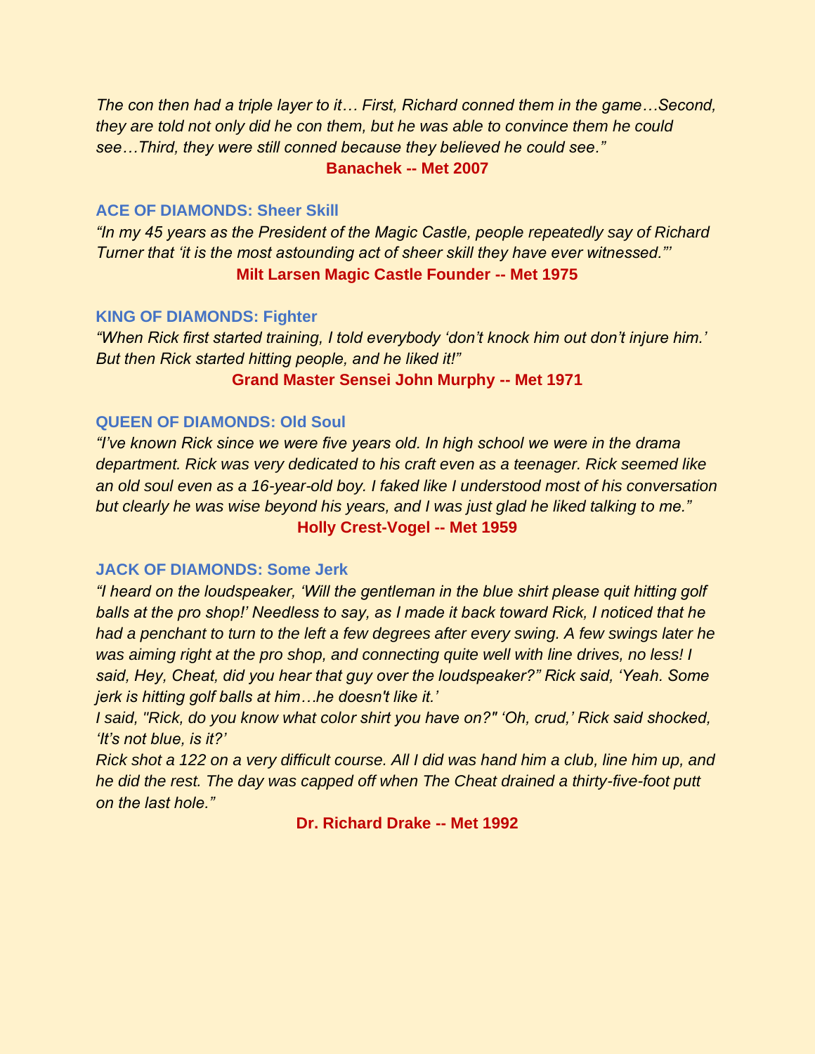*The con then had a triple layer to it… First, Richard conned them in the game…Second, they are told not only did he con them, but he was able to convince them he could see…Third, they were still conned because they believed he could see."*

**Banachek -- Met 2007**

### ACE OF DIAMONDS: Sheer Skill

*"In my 45 years as the President of the Magic Castle, people repeatedly say of Richard Turner that 'it is the most astounding act of sheer skill they have ever witnessed."'*

**Milt Larsen Magic Castle Founder -- Met 1975**

### KING OF DIAMONDS: Fighter

*"When Rick first started training, I told everybody 'don't knock him out don't injure him.' But then Rick started hitting people, and he liked it!"*

**Grand Master Sensei John Murphy -- Met 1971**

### QUEEN OF DIAMONDS: Old Soul

*"I've known Rick since we were five years old. In high school we were in the drama department. Rick was very dedicated to his craft even as a teenager. Rick seemed like an old soul even as a 16-year-old boy. I faked like I understood most of his conversation but clearly he was wise beyond his years, and I was just glad he liked talking to me."*

**Holly Crest-Vogel -- Met 1959**

### JACK OF DIAMONDS: Some Jerk

*"I heard on the loudspeaker, 'Will the gentleman in the blue shirt please quit hitting golf balls at the pro shop!' Needless to say, as I made it back toward Rick, I noticed that he had a penchant to turn to the left a few degrees after every swing. A few swings later he was aiming right at the pro shop, and connecting quite well with line drives, no less! I said, Hey, Cheat, did you hear that guy over the loudspeaker?" Rick said, 'Yeah. Some jerk is hitting golf balls at him…he doesn't like it.'*

*I said, "Rick, do you know what color shirt you have on?" 'Oh, crud,' Rick said shocked, 'It's not blue, is it?'*

*Rick shot a 122 on a very difficult course. All I did was hand him a club, line him up, and he did the rest. The day was capped off when The Cheat drained a thirty-five-foot putt on the last hole."*

**Dr. Richard Drake -- Met 1992**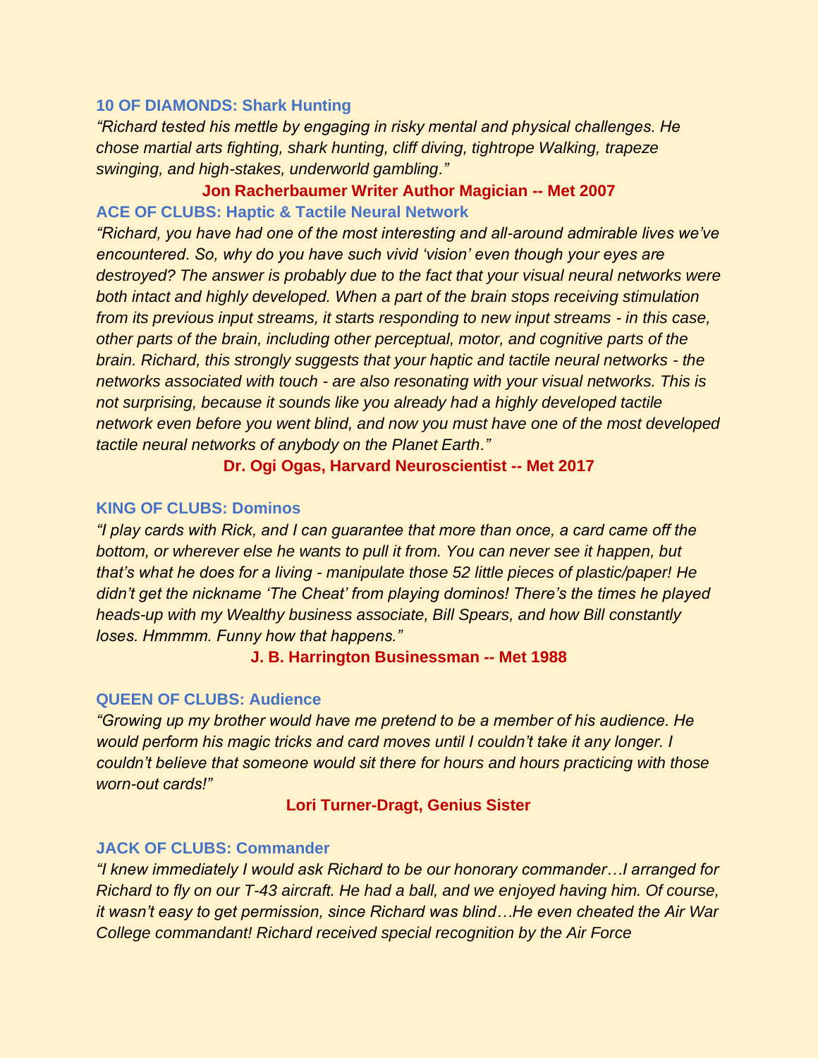### 10 OF DIAMONDS: Shark Hunting

*"Richard tested his mettle by engaging in risky mental and physical challenges. He chose martial arts fighting, shark hunting, cliff diving, tightrope Walking, trapeze swinging, and high-stakes, underworld gambling."*

**Jon Racherbaumer Writer Author Magician -- Met 2007**

### ACE OF CLUBS: Haptic & Tactile Neural Network

*"Richard, you have had one of the most interesting and all-around admirable lives we've encountered. So, why do you have such vivid 'vision' even though your eyes are destroyed? The answer is probably due to the fact that your visual neural networks were both intact and highly developed. When a part of the brain stops receiving stimulation from its previous input streams, it starts responding to new input streams - in this case, other parts of the brain, including other perceptual, motor, and cognitive parts of the brain. Richard, this strongly suggests that your haptic and tactile neural networks - the networks associated with touch - are also resonating with your visual networks. This is not surprising, because it sounds like you already had a highly developed tactile network even before you went blind, and now you must have one of the most developed tactile neural networks of anybody on the Planet Earth."*

**Dr. Ogi Ogas, Harvard Neuroscientist -- Met 2017**

### KING OF CLUBS: Dominos

*"I play cards with Rick, and I can guarantee that more than once, a card came off the bottom, or wherever else he wants to pull it from. You can never see it happen, but that's what he does for a living - manipulate those 52 little pieces of plastic/paper! He didn't get the nickname 'The Cheat' from playing dominos! There's the times he played heads-up with my Wealthy business associate, Bill Spears, and how Bill constantly loses. Hmmmm. Funny how that happens."*

**J. B. Harrington Businessman -- Met 1988**

### QUEEN OF CLUBS: Audience

*"Growing up my brother would have me pretend to be a member of his audience. He would perform his magic tricks and card moves until I couldn't take it any longer. I couldn't believe that someone would sit there for hours and hours practicing with those worn-out cards!"*

**Lori Turner-Dragt, Genius Sister**

### JACK OF CLUBS: Commander

*"I knew immediately I would ask Richard to be our honorary commander…I arranged for Richard to fly on our T-43 aircraft. He had a ball, and we enjoyed having him. Of course, it wasn't easy to get permission, since Richard was blind…He even cheated the Air War College commandant! Richard received special recognition by the Air Force*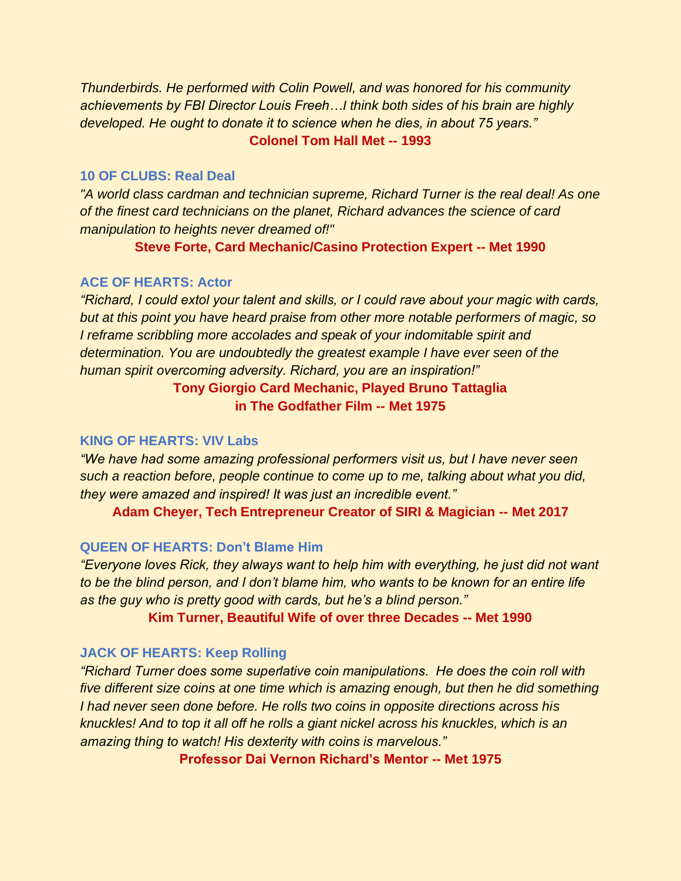*Thunderbirds. He performed with Colin Powell, and was honored for his community achievements by FBI Director Louis Freeh…I think both sides of his brain are highly developed. He ought to donate it to science when he dies, in about 75 years."*

**Colonel Tom Hall Met -- 1993**

### 10 OF CLUBS: Real Deal

*"A world class cardman and technician supreme, Richard Turner is the real deal! As one of the finest card technicians on the planet, Richard advances the science of card manipulation to heights never dreamed of!"*

**Steve Forte, Card Mechanic/Casino Protection Expert -- Met 1990**

### ACE OF HEARTS: Actor

*"Richard, I could extol your talent and skills, or I could rave about your magic with cards, but at this point you have heard praise from other more notable performers of magic, so I reframe scribbling more accolades and speak of your indomitable spirit and determination. You are undoubtedly the greatest example I have ever seen of the human spirit overcoming adversity. Richard, you are an inspiration!"*

**Tony Giorgio Card Mechanic, Played Bruno Tattaglia in The Godfather Film -- Met 1975**

### KING OF HEARTS: VIV Labs

*"We have had some amazing professional performers visit us, but I have never seen such a reaction before, people continue to come up to me, talking about what you did, they were amazed and inspired! It was just an incredible event."*

**Adam Cheyer, Tech Entrepreneur Creator of SIRI & Magician -- Met 2017**

### QUEEN OF HEARTS: Don't Blame Him

*"Everyone loves Rick, they always want to help him with everything, he just did not want to be the blind person, and I don't blame him, who wants to be known for an entire life as the guy who is pretty good with cards, but he's a blind person."*

**Kim Turner, Beautiful Wife of over three Decades -- Met 1990**

### JACK OF HEARTS: Keep Rolling

*"Richard Turner does some superlative coin manipulations. He does the coin roll with five different size coins at one time which is amazing enough, but then he did something I had never seen done before. He rolls two coins in opposite directions across his knuckles! And to top it all off he rolls a giant nickel across his knuckles, which is an amazing thing to watch! His dexterity with coins is marvelous."*

**Professor Dai Vernon Richard's Mentor -- Met 1975**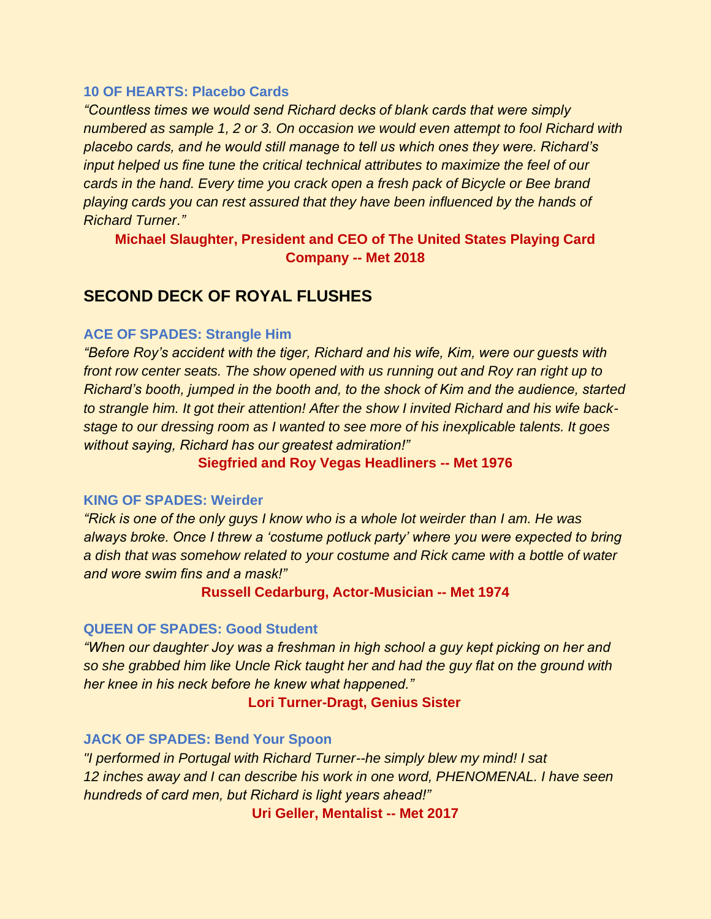### 10 OF HEARTS: Placebo Cards

*"Countless times we would send Richard decks of blank cards that were simply numbered as sample 1, 2 or 3. On occasion we would even attempt to fool Richard with placebo cards, and he would still manage to tell us which ones they were. Richard's input helped us fine tune the critical technical attributes to maximize the feel of our cards in the hand. Every time you crack open a fresh pack of Bicycle or Bee brand playing cards you can rest assured that they have been influenced by the hands of Richard Turner."*

**Michael Slaughter, President and CEO of The United States Playing Card Company -- Met 2018**

## SECOND DECK OF ROYAL FLUSHES

### ACE OF SPADES: Strangle Him

*"Before Roy's accident with the tiger, Richard and his wife, Kim, were our guests with front row center seats. The show opened with us running out and Roy ran right up to Richard's booth, jumped in the booth and, to the shock of Kim and the audience, started to strangle him. It got their attention! After the show I invited Richard and his wife back-stage to our dressing room as I wanted to see more of his inexplicable talents. It goes without saying, Richard has our greatest admiration!"*

**Siegfried and Roy Vegas Headliners -- Met 1976**

### KING OF SPADES: Weirder

*"Rick is one of the only guys I know who is a whole lot weirder than I am. He was always broke. Once I threw a 'costume potluck party' where you were expected to bring a dish that was somehow related to your costume and Rick came with a bottle of water and wore swim fins and a mask!"*

**Russell Cedarburg, Actor-Musician -- Met 1974**

### QUEEN OF SPADES: Good Student

*"When our daughter Joy was a freshman in high school a guy kept picking on her and so she grabbed him like Uncle Rick taught her and had the guy flat on the ground with her knee in his neck before he knew what happened."*

**Lori Turner-Dragt, Genius Sister**

### JACK OF SPADES: Bend Your Spoon

*"I performed in Portugal with Richard Turner--he simply blew my mind! I sat 12 inches away and I can describe his work in one word, PHENOMENAL. I have seen hundreds of card men, but Richard is light years ahead!"*

**Uri Geller, Mentalist -- Met 2017**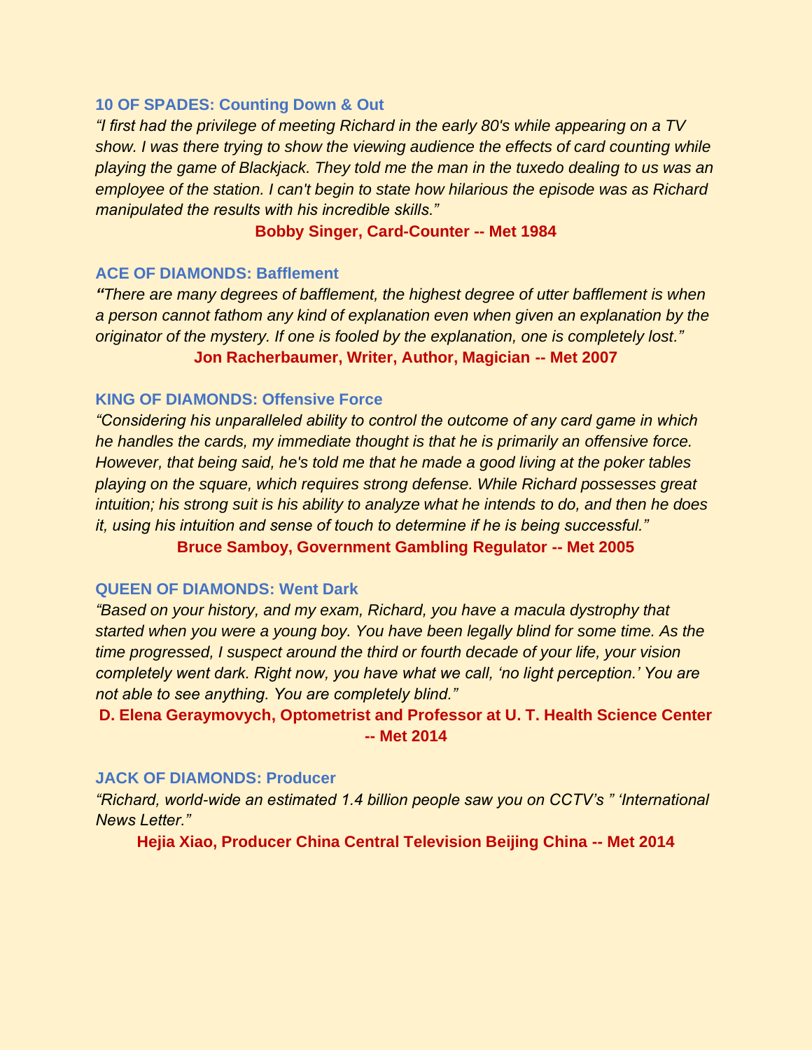### 10 OF SPADES: Counting Down & Out

*"I first had the privilege of meeting Richard in the early 80's while appearing on a TV show. I was there trying to show the viewing audience the effects of card counting while playing the game of Blackjack. They told me the man in the tuxedo dealing to us was an employee of the station. I can't begin to state how hilarious the episode was as Richard manipulated the results with his incredible skills."*

**Bobby Singer, Card-Counter -- Met 1984**

### ACE OF DIAMONDS: Bafflement

*"There are many degrees of bafflement, the highest degree of utter bafflement is when a person cannot fathom any kind of explanation even when given an explanation by the originator of the mystery. If one is fooled by the explanation, one is completely lost."*

**Jon Racherbaumer, Writer, Author, Magician -- Met 2007**

### KING OF DIAMONDS: Offensive Force

*"Considering his unparalleled ability to control the outcome of any card game in which he handles the cards, my immediate thought is that he is primarily an offensive force. However, that being said, he's told me that he made a good living at the poker tables playing on the square, which requires strong defense. While Richard possesses great intuition; his strong suit is his ability to analyze what he intends to do, and then he does it, using his intuition and sense of touch to determine if he is being successful."*

**Bruce Samboy, Government Gambling Regulator -- Met 2005**

### QUEEN OF DIAMONDS: Went Dark

*"Based on your history, and my exam, Richard, you have a macula dystrophy that started when you were a young boy. You have been legally blind for some time. As the time progressed, I suspect around the third or fourth decade of your life, your vision completely went dark. Right now, you have what we call, 'no light perception.' You are not able to see anything. You are completely blind."*

**D. Elena Geraymovych, Optometrist and Professor at U. T. Health Science Center -- Met 2014**

### JACK OF DIAMONDS: Producer

*"Richard, world-wide an estimated 1.4 billion people saw you on CCTV's " 'International News Letter."*

**Hejia Xiao, Producer China Central Television Beijing China -- Met 2014**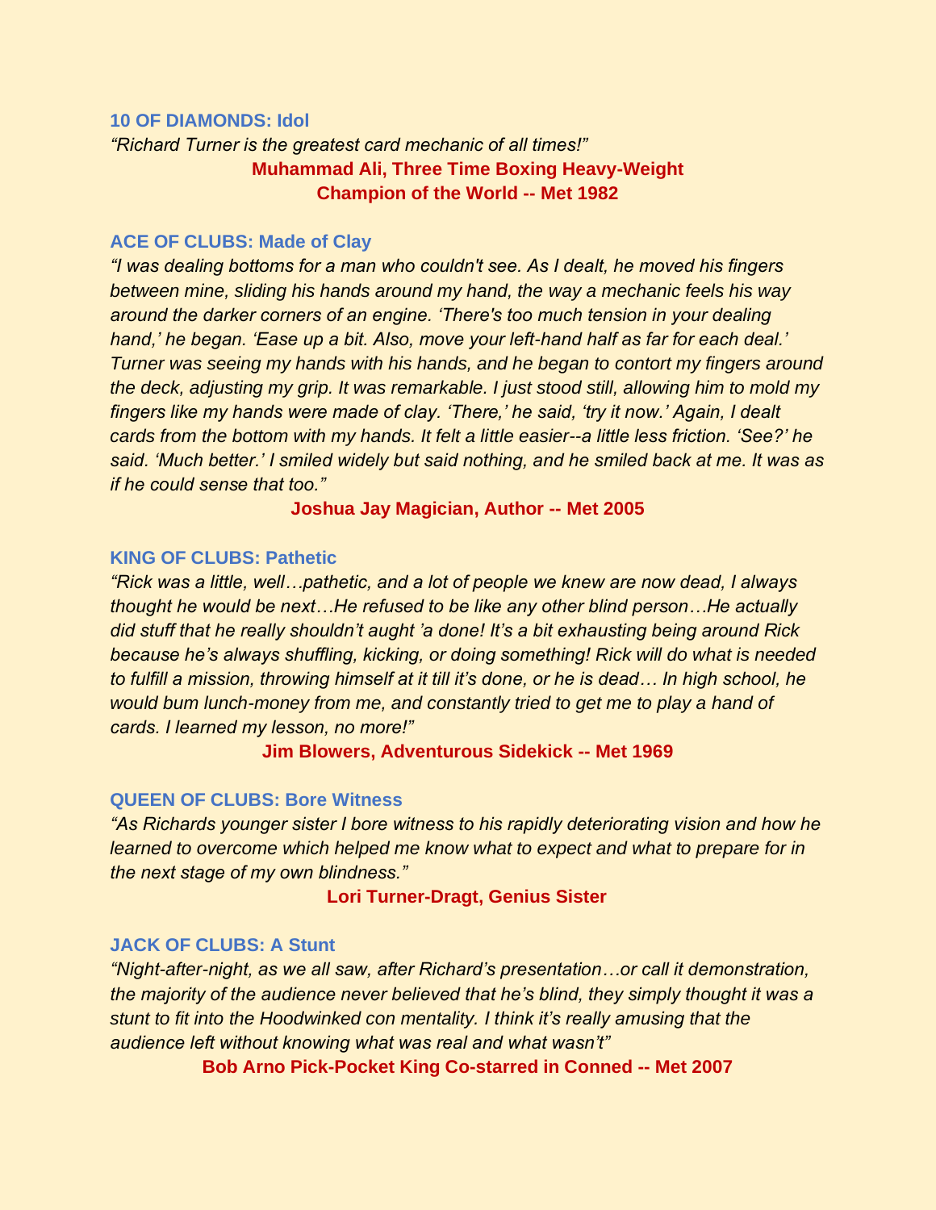### 10 OF DIAMONDS: Idol

*"Richard Turner is the greatest card mechanic of all times!"*

**Muhammad Ali, Three Time Boxing Heavy-Weight Champion of the World -- Met 1982**

### ACE OF CLUBS: Made of Clay

*"I was dealing bottoms for a man who couldn't see. As I dealt, he moved his fingers between mine, sliding his hands around my hand, the way a mechanic feels his way around the darker corners of an engine. 'There's too much tension in your dealing hand,' he began. 'Ease up a bit. Also, move your left-hand half as far for each deal.' Turner was seeing my hands with his hands, and he began to contort my fingers around the deck, adjusting my grip. It was remarkable. I just stood still, allowing him to mold my fingers like my hands were made of clay. 'There,' he said, 'try it now.' Again, I dealt cards from the bottom with my hands. It felt a little easier--a little less friction. 'See?' he said. 'Much better.' I smiled widely but said nothing, and he smiled back at me. It was as if he could sense that too."*

**Joshua Jay Magician, Author -- Met 2005**

### KING OF CLUBS: Pathetic

*"Rick was a little, well…pathetic, and a lot of people we knew are now dead, I always thought he would be next…He refused to be like any other blind person…He actually did stuff that he really shouldn't aught 'a done! It's a bit exhausting being around Rick because he's always shuffling, kicking, or doing something! Rick will do what is needed to fulfill a mission, throwing himself at it till it's done, or he is dead… In high school, he would bum lunch-money from me, and constantly tried to get me to play a hand of cards. I learned my lesson, no more!"*

**Jim Blowers, Adventurous Sidekick -- Met 1969**

### QUEEN OF CLUBS: Bore Witness

*"As Richards younger sister I bore witness to his rapidly deteriorating vision and how he learned to overcome which helped me know what to expect and what to prepare for in the next stage of my own blindness."*

**Lori Turner-Dragt, Genius Sister**

### JACK OF CLUBS: A Stunt

*"Night-after-night, as we all saw, after Richard's presentation…or call it demonstration, the majority of the audience never believed that he's blind, they simply thought it was a stunt to fit into the Hoodwinked con mentality. I think it's really amusing that the audience left without knowing what was real and what wasn't"*

**Bob Arno Pick-Pocket King Co-starred in Conned -- Met 2007**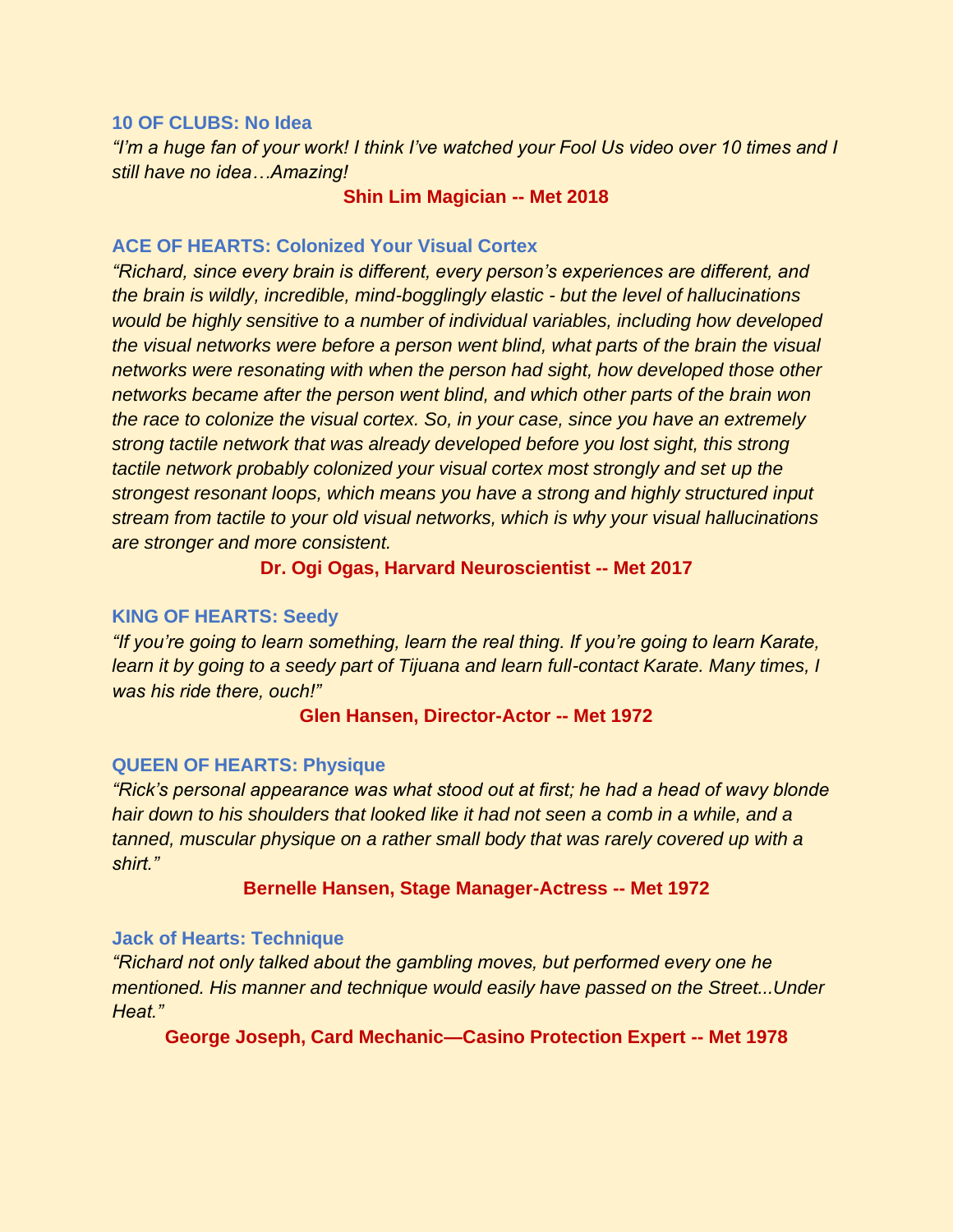### 10 OF CLUBS: No Idea

*"I'm a huge fan of your work! I think I've watched your Fool Us video over 10 times and I still have no idea…Amazing!*

**Shin Lim Magician -- Met 2018**

### ACE OF HEARTS: Colonized Your Visual Cortex

*"Richard, since every brain is different, every person's experiences are different, and the brain is wildly, incredible, mind-bogglingly elastic - but the level of hallucinations would be highly sensitive to a number of individual variables, including how developed the visual networks were before a person went blind, what parts of the brain the visual networks were resonating with when the person had sight, how developed those other networks became after the person went blind, and which other parts of the brain won the race to colonize the visual cortex. So, in your case, since you have an extremely strong tactile network that was already developed before you lost sight, this strong tactile network probably colonized your visual cortex most strongly and set up the strongest resonant loops, which means you have a strong and highly structured input stream from tactile to your old visual networks, which is why your visual hallucinations are stronger and more consistent.*

**Dr. Ogi Ogas, Harvard Neuroscientist -- Met 2017**

### KING OF HEARTS: Seedy

*"If you're going to learn something, learn the real thing. If you're going to learn Karate, learn it by going to a seedy part of Tijuana and learn full-contact Karate. Many times, I was his ride there, ouch!"*

**Glen Hansen, Director-Actor -- Met 1972**

### QUEEN OF HEARTS: Physique

*"Rick's personal appearance was what stood out at first; he had a head of wavy blonde hair down to his shoulders that looked like it had not seen a comb in a while, and a tanned, muscular physique on a rather small body that was rarely covered up with a shirt."*

**Bernelle Hansen, Stage Manager-Actress -- Met 1972**

### Jack of Hearts: Technique

*"Richard not only talked about the gambling moves, but performed every one he mentioned. His manner and technique would easily have passed on the Street...Under Heat."*

**George Joseph, Card Mechanic—Casino Protection Expert -- Met 1978**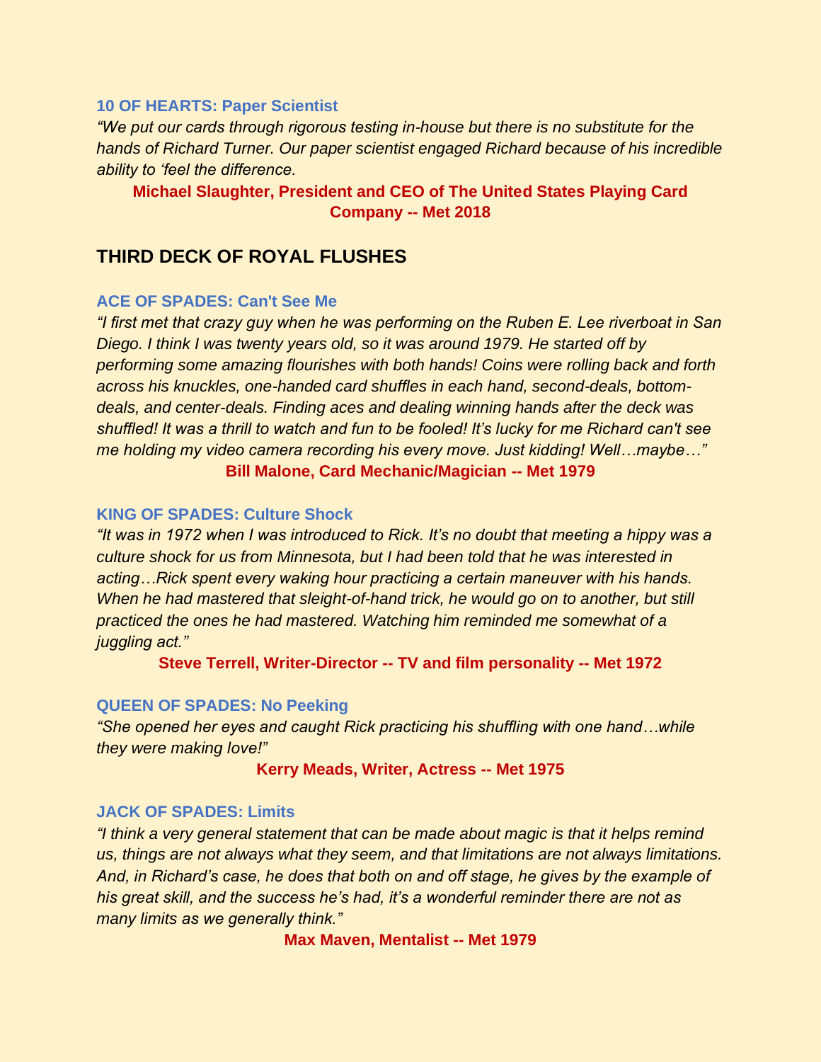### 10 OF HEARTS: Paper Scientist

*"We put our cards through rigorous testing in-house but there is no substitute for the hands of Richard Turner. Our paper scientist engaged Richard because of his incredible ability to 'feel the difference.*

**Michael Slaughter, President and CEO of The United States Playing Card Company -- Met 2018**

## THIRD DECK OF ROYAL FLUSHES

### ACE OF SPADES: Can't See Me

*"I first met that crazy guy when he was performing on the Ruben E. Lee riverboat in San Diego. I think I was twenty years old, so it was around 1979. He started off by performing some amazing flourishes with both hands! Coins were rolling back and forth across his knuckles, one-handed card shuffles in each hand, second-deals, bottom-deals, and center-deals. Finding aces and dealing winning hands after the deck was shuffled! It was a thrill to watch and fun to be fooled! It's lucky for me Richard can't see me holding my video camera recording his every move. Just kidding! Well…maybe…"*

**Bill Malone, Card Mechanic/Magician -- Met 1979**

### KING OF SPADES: Culture Shock

*"It was in 1972 when I was introduced to Rick. It's no doubt that meeting a hippy was a culture shock for us from Minnesota, but I had been told that he was interested in acting…Rick spent every waking hour practicing a certain maneuver with his hands. When he had mastered that sleight-of-hand trick, he would go on to another, but still practiced the ones he had mastered. Watching him reminded me somewhat of a juggling act."*

**Steve Terrell, Writer-Director -- TV and film personality -- Met 1972**

### QUEEN OF SPADES: No Peeking

*"She opened her eyes and caught Rick practicing his shuffling with one hand…while they were making love!"*

**Kerry Meads, Writer, Actress -- Met 1975**

### JACK OF SPADES: Limits

*"I think a very general statement that can be made about magic is that it helps remind us, things are not always what they seem, and that limitations are not always limitations. And, in Richard's case, he does that both on and off stage, he gives by the example of his great skill, and the success he's had, it's a wonderful reminder there are not as many limits as we generally think."*

**Max Maven, Mentalist -- Met 1979**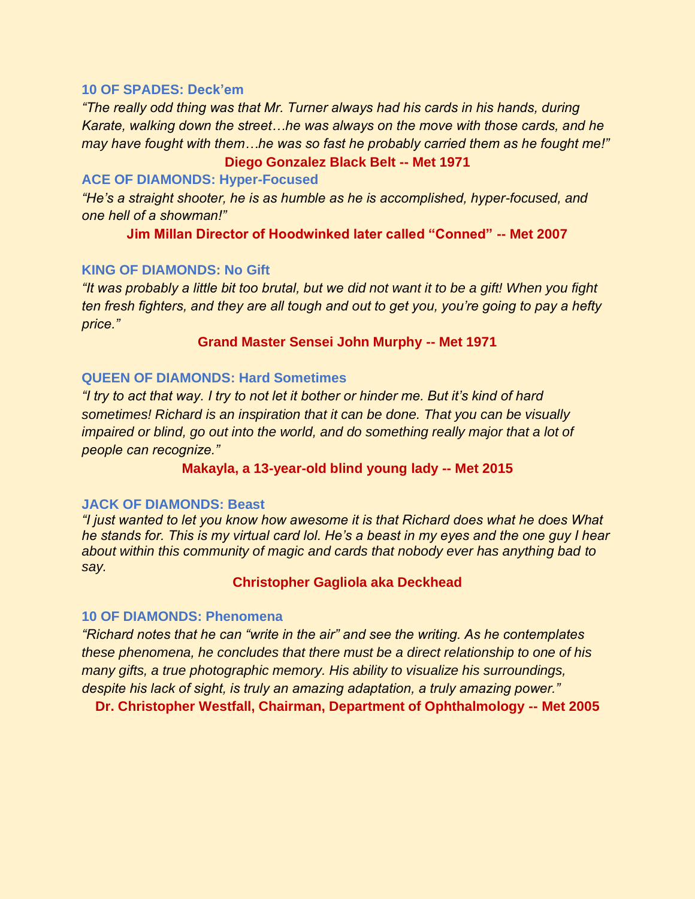### 10 OF SPADES: Deck'em

*"The really odd thing was that Mr. Turner always had his cards in his hands, during Karate, walking down the street…he was always on the move with those cards, and he may have fought with them…he was so fast he probably carried them as he fought me!"*

**Diego Gonzalez Black Belt -- Met 1971**

### ACE OF DIAMONDS: Hyper-Focused

*"He's a straight shooter, he is as humble as he is accomplished, hyper-focused, and one hell of a showman!"*

**Jim Millan Director of Hoodwinked later called "Conned" -- Met 2007**

### KING OF DIAMONDS: No Gift

*"It was probably a little bit too brutal, but we did not want it to be a gift! When you fight ten fresh fighters, and they are all tough and out to get you, you're going to pay a hefty price."*

**Grand Master Sensei John Murphy -- Met 1971**

### QUEEN OF DIAMONDS: Hard Sometimes

*"I try to act that way. I try to not let it bother or hinder me. But it's kind of hard sometimes! Richard is an inspiration that it can be done. That you can be visually impaired or blind, go out into the world, and do something really major that a lot of people can recognize."*

**Makayla, a 13-year-old blind young lady -- Met 2015**

### JACK OF DIAMONDS: Beast

*"I just wanted to let you know how awesome it is that Richard does what he does What he stands for. This is my virtual card lol. He's a beast in my eyes and the one guy I hear about within this community of magic and cards that nobody ever has anything bad to say.*

**Christopher Gagliola aka Deckhead**

### 10 OF DIAMONDS: Phenomena

*"Richard notes that he can "write in the air" and see the writing. As he contemplates these phenomena, he concludes that there must be a direct relationship to one of his many gifts, a true photographic memory. His ability to visualize his surroundings, despite his lack of sight, is truly an amazing adaptation, a truly amazing power."*

**Dr. Christopher Westfall, Chairman, Department of Ophthalmology -- Met 2005**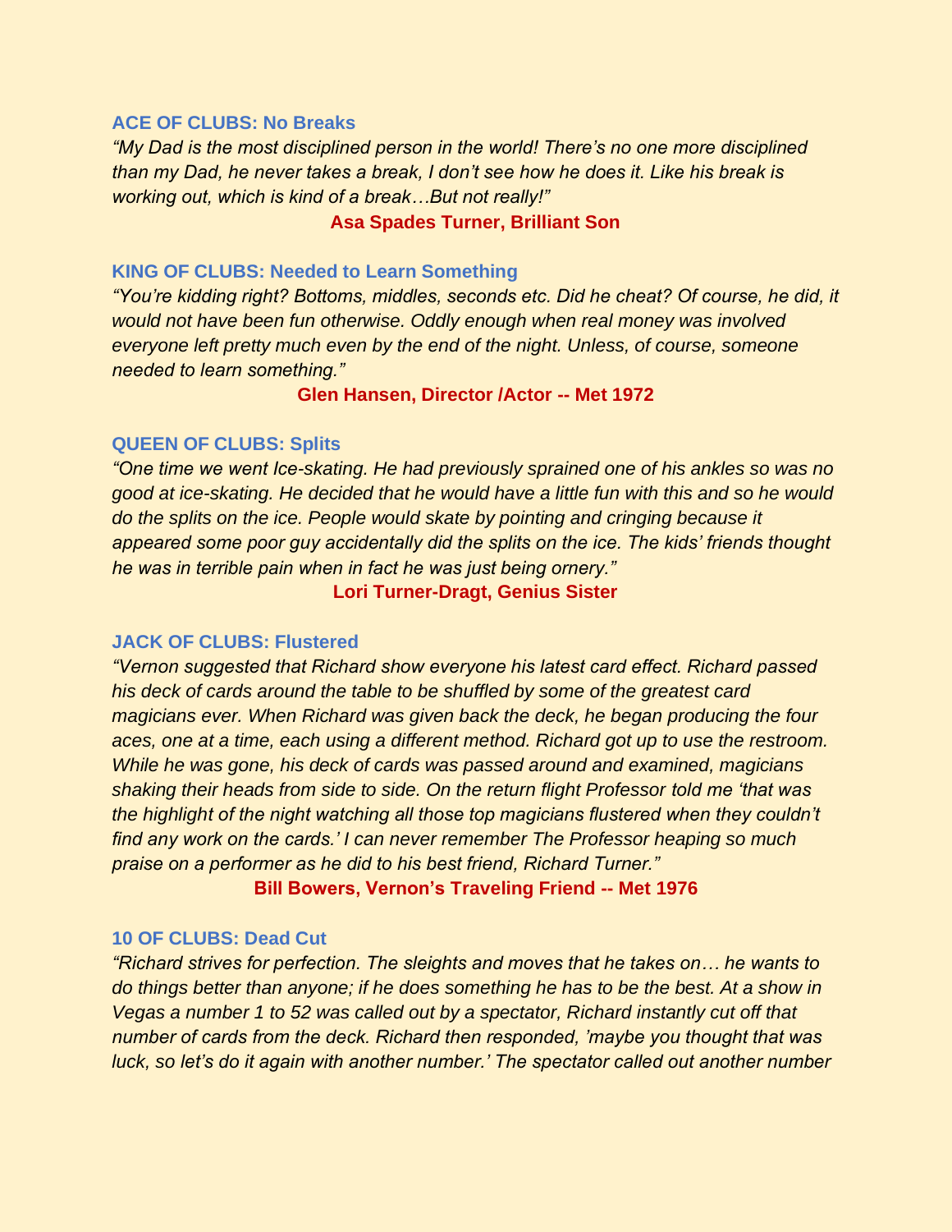### ACE OF CLUBS: No Breaks

*"My Dad is the most disciplined person in the world! There's no one more disciplined than my Dad, he never takes a break, I don't see how he does it. Like his break is working out, which is kind of a break…But not really!"*

**Asa Spades Turner, Brilliant Son**

### KING OF CLUBS: Needed to Learn Something

*"You're kidding right? Bottoms, middles, seconds etc. Did he cheat? Of course, he did, it would not have been fun otherwise. Oddly enough when real money was involved everyone left pretty much even by the end of the night. Unless, of course, someone needed to learn something."*

**Glen Hansen, Director /Actor -- Met 1972**

### QUEEN OF CLUBS: Splits

*"One time we went Ice-skating. He had previously sprained one of his ankles so was no good at ice-skating. He decided that he would have a little fun with this and so he would do the splits on the ice. People would skate by pointing and cringing because it appeared some poor guy accidentally did the splits on the ice. The kids' friends thought he was in terrible pain when in fact he was just being ornery."*

**Lori Turner-Dragt, Genius Sister**

### JACK OF CLUBS: Flustered

*"Vernon suggested that Richard show everyone his latest card effect. Richard passed his deck of cards around the table to be shuffled by some of the greatest card magicians ever. When Richard was given back the deck, he began producing the four aces, one at a time, each using a different method. Richard got up to use the restroom. While he was gone, his deck of cards was passed around and examined, magicians shaking their heads from side to side. On the return flight Professor told me 'that was the highlight of the night watching all those top magicians flustered when they couldn't find any work on the cards.' I can never remember The Professor heaping so much praise on a performer as he did to his best friend, Richard Turner."*

**Bill Bowers, Vernon's Traveling Friend -- Met 1976**

### 10 OF CLUBS: Dead Cut

*"Richard strives for perfection. The sleights and moves that he takes on… he wants to do things better than anyone; if he does something he has to be the best. At a show in Vegas a number 1 to 52 was called out by a spectator, Richard instantly cut off that number of cards from the deck. Richard then responded, 'maybe you thought that was luck, so let's do it again with another number.' The spectator called out another number*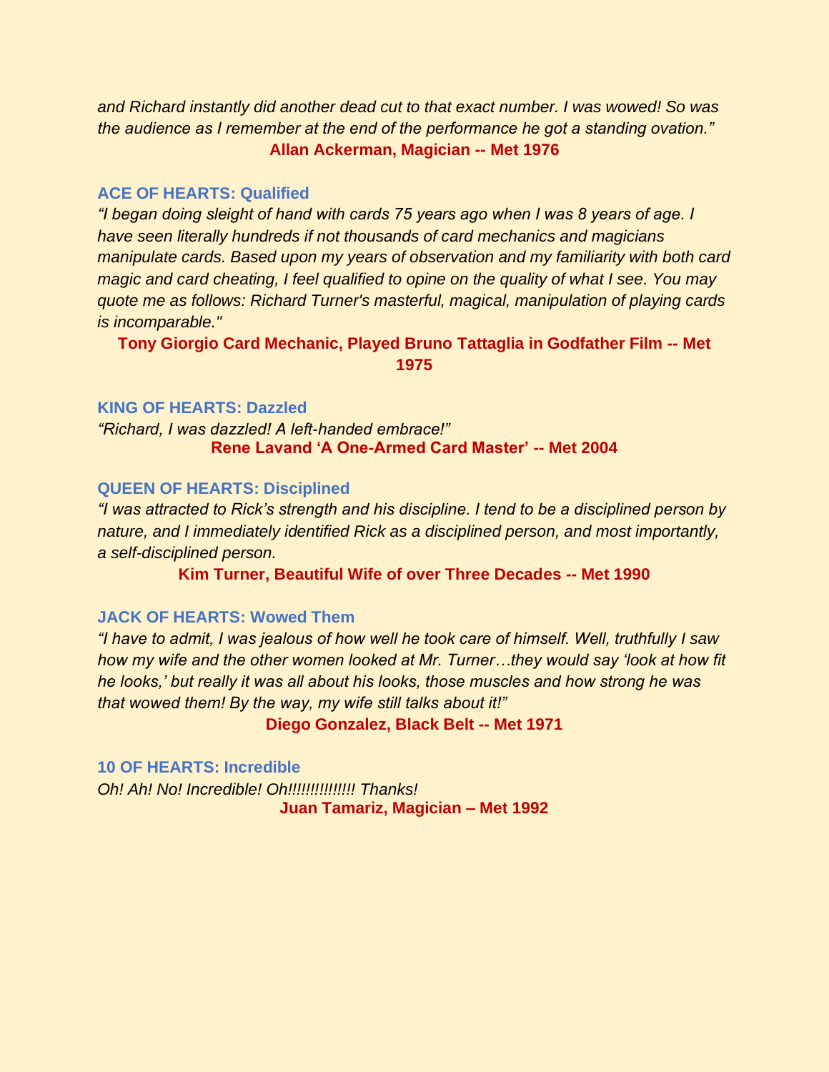*and Richard instantly did another dead cut to that exact number. I was wowed! So was the audience as I remember at the end of the performance he got a standing ovation."*

**Allan Ackerman, Magician -- Met 1976**

### ACE OF HEARTS: Qualified

*"I began doing sleight of hand with cards 75 years ago when I was 8 years of age. I have seen literally hundreds if not thousands of card mechanics and magicians manipulate cards. Based upon my years of observation and my familiarity with both card magic and card cheating, I feel qualified to opine on the quality of what I see. You may quote me as follows: Richard Turner's masterful, magical, manipulation of playing cards is incomparable."*

**Tony Giorgio Card Mechanic, Played Bruno Tattaglia in Godfather Film -- Met 1975**

### KING OF HEARTS: Dazzled

*"Richard, I was dazzled! A left-handed embrace!"*

**Rene Lavand 'A One-Armed Card Master' -- Met 2004**

### QUEEN OF HEARTS: Disciplined

*"I was attracted to Rick's strength and his discipline. I tend to be a disciplined person by nature, and I immediately identified Rick as a disciplined person, and most importantly, a self-disciplined person.*

**Kim Turner, Beautiful Wife of over Three Decades -- Met 1990**

### JACK OF HEARTS: Wowed Them

*"I have to admit, I was jealous of how well he took care of himself. Well, truthfully I saw how my wife and the other women looked at Mr. Turner…they would say 'look at how fit he looks,' but really it was all about his looks, those muscles and how strong he was that wowed them! By the way, my wife still talks about it!"*

**Diego Gonzalez, Black Belt -- Met 1971**

### 10 OF HEARTS: Incredible

*Oh! Ah! No! Incredible! Oh!!!!!!!!!!!!!!! Thanks!*

**Juan Tamariz, Magician – Met 1992**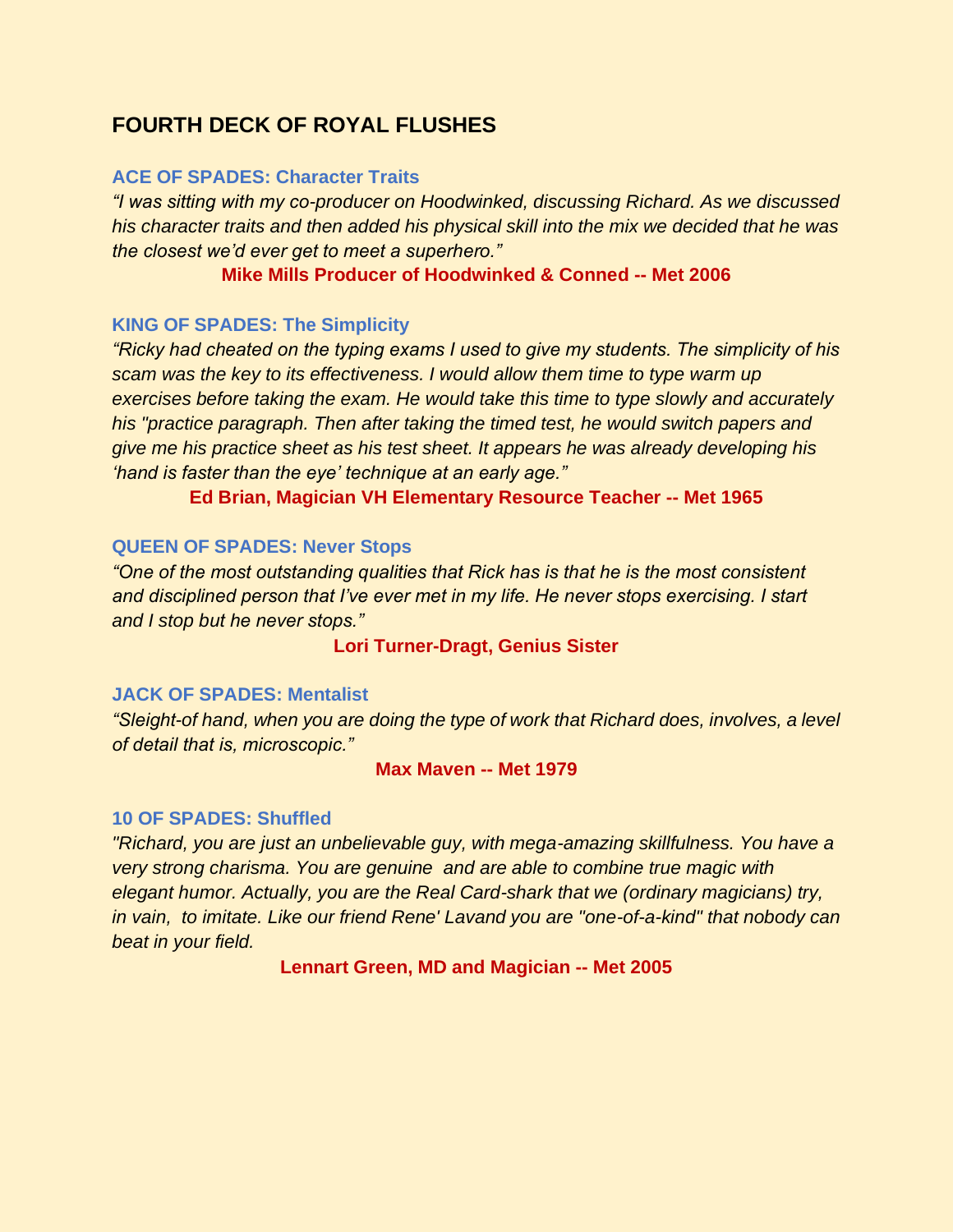## FOURTH DECK OF ROYAL FLUSHES

### ACE OF SPADES: Character Traits

*"I was sitting with my co-producer on Hoodwinked, discussing Richard. As we discussed his character traits and then added his physical skill into the mix we decided that he was the closest we'd ever get to meet a superhero."*

**Mike Mills Producer of Hoodwinked & Conned -- Met 2006**

### KING OF SPADES: The Simplicity

*"Ricky had cheated on the typing exams I used to give my students. The simplicity of his scam was the key to its effectiveness. I would allow them time to type warm up exercises before taking the exam. He would take this time to type slowly and accurately his "practice paragraph. Then after taking the timed test, he would switch papers and give me his practice sheet as his test sheet. It appears he was already developing his 'hand is faster than the eye' technique at an early age."*

**Ed Brian, Magician VH Elementary Resource Teacher -- Met 1965**

### QUEEN OF SPADES: Never Stops

*"One of the most outstanding qualities that Rick has is that he is the most consistent and disciplined person that I've ever met in my life. He never stops exercising. I start and I stop but he never stops."*

**Lori Turner-Dragt, Genius Sister**

### JACK OF SPADES: Mentalist

*"Sleight-of hand, when you are doing the type of work that Richard does, involves, a level of detail that is, microscopic."*

**Max Maven -- Met 1979**

### 10 OF SPADES: Shuffled

*"Richard, you are just an unbelievable guy, with mega-amazing skillfulness. You have a very strong charisma. You are genuine and are able to combine true magic with elegant humor. Actually, you are the Real Card-shark that we (ordinary magicians) try, in vain, to imitate. Like our friend Rene' Lavand you are "one-of-a-kind" that nobody can beat in your field.*

**Lennart Green, MD and Magician -- Met 2005**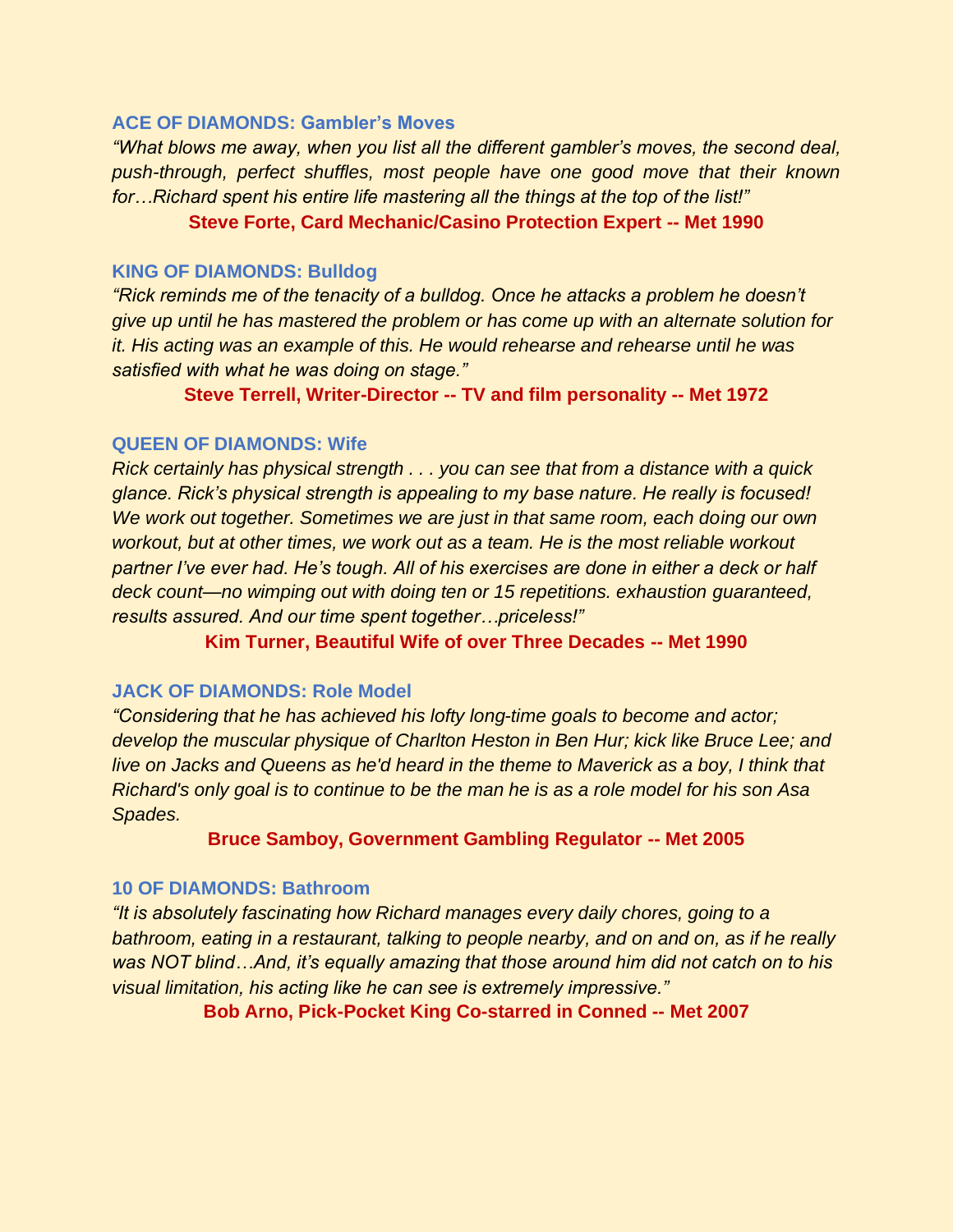### ACE OF DIAMONDS: Gambler's Moves

*"What blows me away, when you list all the different gambler's moves, the second deal, push-through, perfect shuffles, most people have one good move that their known for…Richard spent his entire life mastering all the things at the top of the list!"*

**Steve Forte, Card Mechanic/Casino Protection Expert -- Met 1990**

### KING OF DIAMONDS: Bulldog

*"Rick reminds me of the tenacity of a bulldog. Once he attacks a problem he doesn't give up until he has mastered the problem or has come up with an alternate solution for it. His acting was an example of this. He would rehearse and rehearse until he was satisfied with what he was doing on stage."*

**Steve Terrell, Writer-Director -- TV and film personality -- Met 1972**

### QUEEN OF DIAMONDS: Wife

*Rick certainly has physical strength . . . you can see that from a distance with a quick glance. Rick's physical strength is appealing to my base nature. He really is focused! We work out together. Sometimes we are just in that same room, each doing our own workout, but at other times, we work out as a team. He is the most reliable workout partner I've ever had. He's tough. All of his exercises are done in either a deck or half deck count—no wimping out with doing ten or 15 repetitions. exhaustion guaranteed, results assured. And our time spent together…priceless!"*

**Kim Turner, Beautiful Wife of over Three Decades -- Met 1990**

### JACK OF DIAMONDS: Role Model

*"Considering that he has achieved his lofty long-time goals to become and actor; develop the muscular physique of Charlton Heston in Ben Hur; kick like Bruce Lee; and live on Jacks and Queens as he'd heard in the theme to Maverick as a boy, I think that Richard's only goal is to continue to be the man he is as a role model for his son Asa Spades.*

**Bruce Samboy, Government Gambling Regulator -- Met 2005**

### 10 OF DIAMONDS: Bathroom

*"It is absolutely fascinating how Richard manages every daily chores, going to a bathroom, eating in a restaurant, talking to people nearby, and on and on, as if he really was NOT blind…And, it's equally amazing that those around him did not catch on to his visual limitation, his acting like he can see is extremely impressive."*

**Bob Arno, Pick-Pocket King Co-starred in Conned -- Met 2007**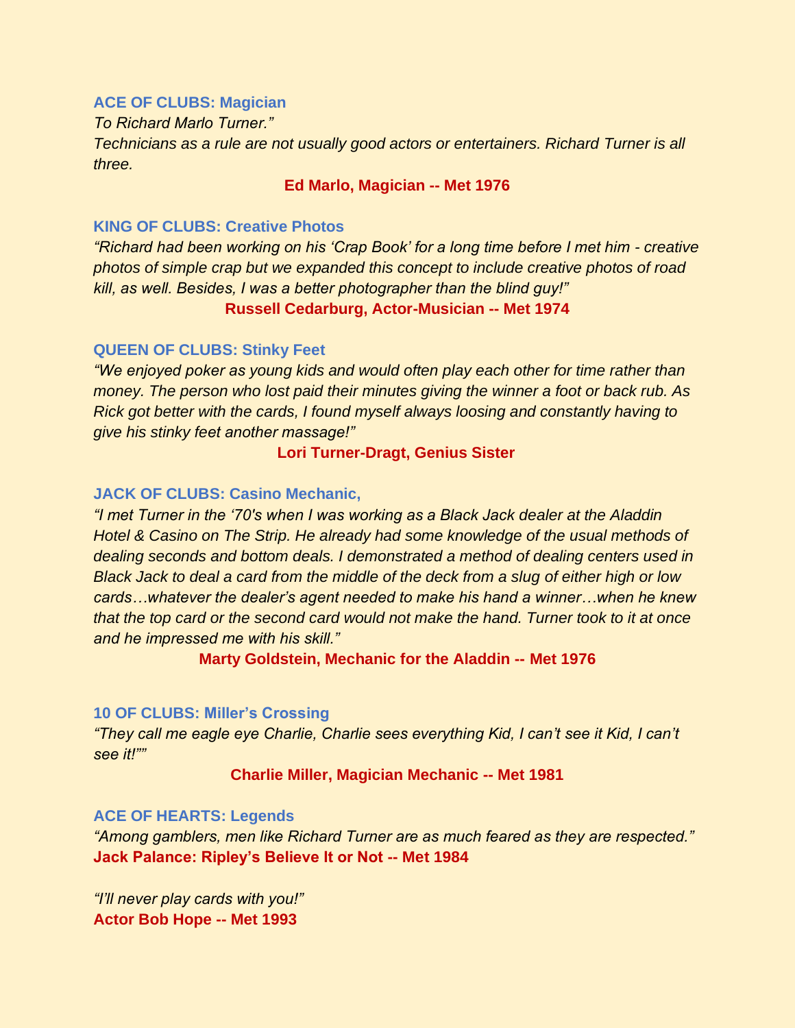### ACE OF CLUBS: Magician

*To Richard Marlo Turner."*
*Technicians as a rule are not usually good actors or entertainers. Richard Turner is all three.*

**Ed Marlo, Magician -- Met 1976**

### KING OF CLUBS: Creative Photos

*"Richard had been working on his 'Crap Book' for a long time before I met him - creative photos of simple crap but we expanded this concept to include creative photos of road kill, as well. Besides, I was a better photographer than the blind guy!"*

**Russell Cedarburg, Actor-Musician -- Met 1974**

### QUEEN OF CLUBS: Stinky Feet

*"We enjoyed poker as young kids and would often play each other for time rather than money. The person who lost paid their minutes giving the winner a foot or back rub. As Rick got better with the cards, I found myself always loosing and constantly having to give his stinky feet another massage!"*

**Lori Turner-Dragt, Genius Sister**

### JACK OF CLUBS: Casino Mechanic,

*"I met Turner in the '70's when I was working as a Black Jack dealer at the Aladdin Hotel & Casino on The Strip. He already had some knowledge of the usual methods of dealing seconds and bottom deals. I demonstrated a method of dealing centers used in Black Jack to deal a card from the middle of the deck from a slug of either high or low cards…whatever the dealer's agent needed to make his hand a winner…when he knew that the top card or the second card would not make the hand. Turner took to it at once and he impressed me with his skill."*

**Marty Goldstein, Mechanic for the Aladdin -- Met 1976**

### 10 OF CLUBS: Miller's Crossing

*"They call me eagle eye Charlie, Charlie sees everything Kid, I can't see it Kid, I can't see it!""*

**Charlie Miller, Magician Mechanic -- Met 1981**

### ACE OF HEARTS: Legends

*"Among gamblers, men like Richard Turner are as much feared as they are respected."*
**Jack Palance: Ripley's Believe It or Not -- Met 1984**

*"I'll never play cards with you!"*
**Actor Bob Hope -- Met 1993**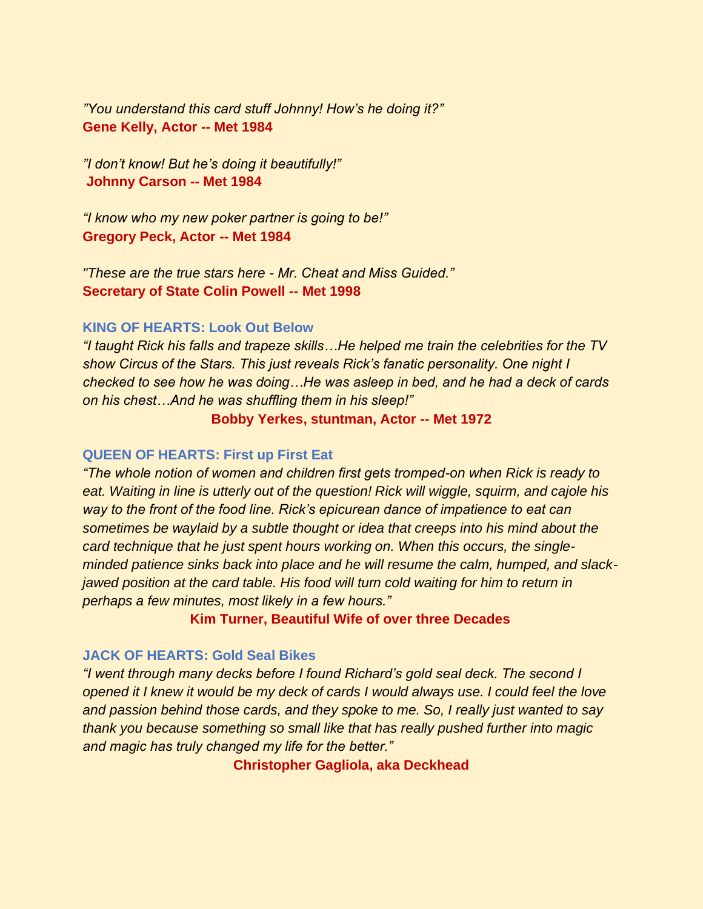*"You understand this card stuff Johnny! How's he doing it?"*
**Gene Kelly, Actor -- Met 1984**

*"I don't know! But he's doing it beautifully!"*
**Johnny Carson -- Met 1984**

*"I know who my new poker partner is going to be!"*
**Gregory Peck, Actor -- Met 1984**

*"These are the true stars here - Mr. Cheat and Miss Guided."*
**Secretary of State Colin Powell -- Met 1998**

### KING OF HEARTS: Look Out Below

*"I taught Rick his falls and trapeze skills…He helped me train the celebrities for the TV show Circus of the Stars. This just reveals Rick's fanatic personality. One night I checked to see how he was doing…He was asleep in bed, and he had a deck of cards on his chest…And he was shuffling them in his sleep!"*

**Bobby Yerkes, stuntman, Actor -- Met 1972**

### QUEEN OF HEARTS: First up First Eat

*"The whole notion of women and children first gets tromped-on when Rick is ready to eat. Waiting in line is utterly out of the question! Rick will wiggle, squirm, and cajole his way to the front of the food line. Rick's epicurean dance of impatience to eat can sometimes be waylaid by a subtle thought or idea that creeps into his mind about the card technique that he just spent hours working on. When this occurs, the single-minded patience sinks back into place and he will resume the calm, humped, and slack-jawed position at the card table. His food will turn cold waiting for him to return in perhaps a few minutes, most likely in a few hours."*

**Kim Turner, Beautiful Wife of over three Decades**

### JACK OF HEARTS: Gold Seal Bikes

*"I went through many decks before I found Richard's gold seal deck. The second I opened it I knew it would be my deck of cards I would always use. I could feel the love and passion behind those cards, and they spoke to me. So, I really just wanted to say thank you because something so small like that has really pushed further into magic and magic has truly changed my life for the better."*

**Christopher Gagliola, aka Deckhead**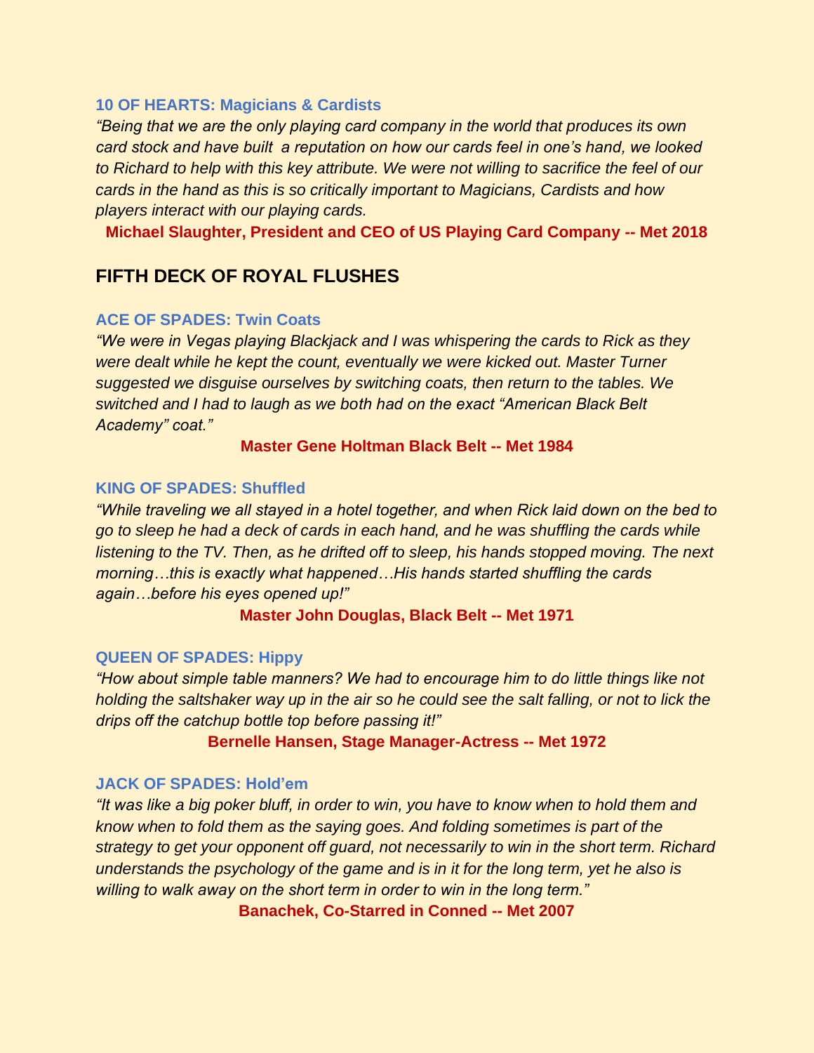### 10 OF HEARTS: Magicians & Cardists

*"Being that we are the only playing card company in the world that produces its own card stock and have built a reputation on how our cards feel in one's hand, we looked to Richard to help with this key attribute. We were not willing to sacrifice the feel of our cards in the hand as this is so critically important to Magicians, Cardists and how players interact with our playing cards.*

**Michael Slaughter, President and CEO of US Playing Card Company -- Met 2018**

## FIFTH DECK OF ROYAL FLUSHES

### ACE OF SPADES: Twin Coats

*"We were in Vegas playing Blackjack and I was whispering the cards to Rick as they were dealt while he kept the count, eventually we were kicked out. Master Turner suggested we disguise ourselves by switching coats, then return to the tables. We switched and I had to laugh as we both had on the exact "American Black Belt Academy" coat."*

**Master Gene Holtman Black Belt -- Met 1984**

### KING OF SPADES: Shuffled

*"While traveling we all stayed in a hotel together, and when Rick laid down on the bed to go to sleep he had a deck of cards in each hand, and he was shuffling the cards while listening to the TV. Then, as he drifted off to sleep, his hands stopped moving. The next morning…this is exactly what happened…His hands started shuffling the cards again…before his eyes opened up!"*

**Master John Douglas, Black Belt -- Met 1971**

### QUEEN OF SPADES: Hippy

*"How about simple table manners? We had to encourage him to do little things like not holding the saltshaker way up in the air so he could see the salt falling, or not to lick the drips off the catchup bottle top before passing it!"*

**Bernelle Hansen, Stage Manager-Actress -- Met 1972**

### JACK OF SPADES: Hold'em

*"It was like a big poker bluff, in order to win, you have to know when to hold them and know when to fold them as the saying goes. And folding sometimes is part of the strategy to get your opponent off guard, not necessarily to win in the short term. Richard understands the psychology of the game and is in it for the long term, yet he also is willing to walk away on the short term in order to win in the long term."*

**Banachek, Co-Starred in Conned -- Met 2007**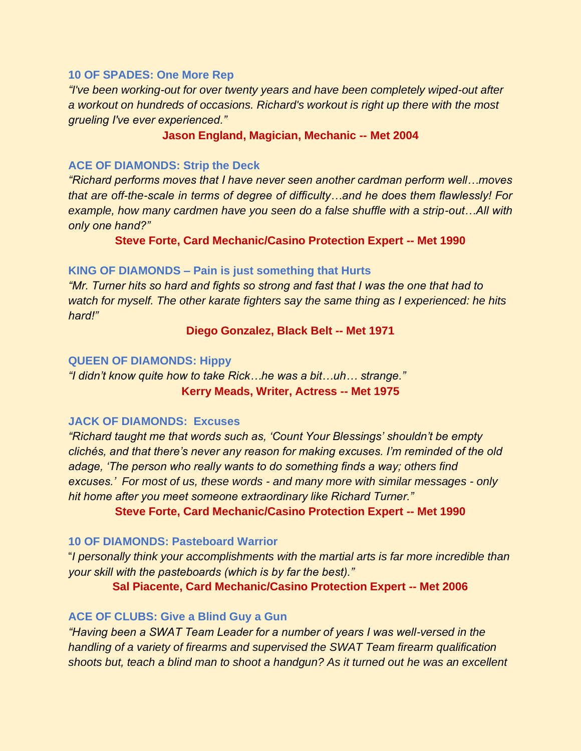### 10 OF SPADES: One More Rep

*"I've been working-out for over twenty years and have been completely wiped-out after a workout on hundreds of occasions. Richard's workout is right up there with the most grueling I've ever experienced."*

**Jason England, Magician, Mechanic -- Met 2004**

### ACE OF DIAMONDS: Strip the Deck

*"Richard performs moves that I have never seen another cardman perform well…moves that are off-the-scale in terms of degree of difficulty…and he does them flawlessly! For example, how many cardmen have you seen do a false shuffle with a strip-out…All with only one hand?"*

**Steve Forte, Card Mechanic/Casino Protection Expert -- Met 1990**

### KING OF DIAMONDS – Pain is just something that Hurts

*"Mr. Turner hits so hard and fights so strong and fast that I was the one that had to watch for myself. The other karate fighters say the same thing as I experienced: he hits hard!"*

**Diego Gonzalez, Black Belt -- Met 1971**

### QUEEN OF DIAMONDS: Hippy

*"I didn't know quite how to take Rick…he was a bit…uh… strange."*

**Kerry Meads, Writer, Actress -- Met 1975**

### JACK OF DIAMONDS: Excuses

*"Richard taught me that words such as, 'Count Your Blessings' shouldn't be empty clichés, and that there's never any reason for making excuses. I'm reminded of the old adage, 'The person who really wants to do something finds a way; others find excuses.' For most of us, these words - and many more with similar messages - only hit home after you meet someone extraordinary like Richard Turner."*

**Steve Forte, Card Mechanic/Casino Protection Expert -- Met 1990**

### 10 OF DIAMONDS: Pasteboard Warrior

"*I personally think your accomplishments with the martial arts is far more incredible than your skill with the pasteboards (which is by far the best)."*

**Sal Piacente, Card Mechanic/Casino Protection Expert -- Met 2006**

### ACE OF CLUBS: Give a Blind Guy a Gun

*"Having been a SWAT Team Leader for a number of years I was well-versed in the handling of a variety of firearms and supervised the SWAT Team firearm qualification shoots but, teach a blind man to shoot a handgun? As it turned out he was an excellent*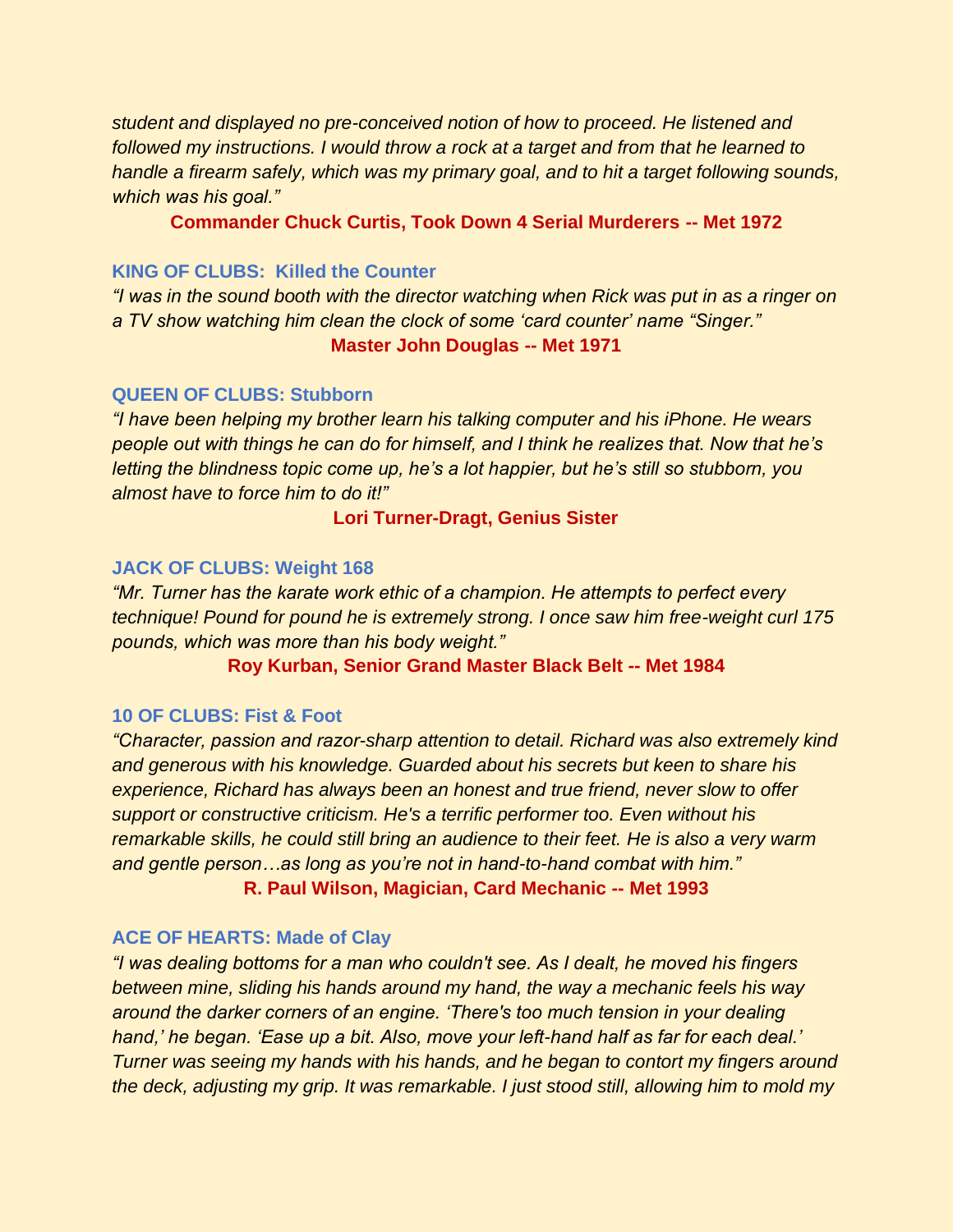*student and displayed no pre-conceived notion of how to proceed. He listened and followed my instructions. I would throw a rock at a target and from that he learned to handle a firearm safely, which was my primary goal, and to hit a target following sounds, which was his goal."*

**Commander Chuck Curtis, Took Down 4 Serial Murderers -- Met 1972**

### KING OF CLUBS: Killed the Counter

*"I was in the sound booth with the director watching when Rick was put in as a ringer on a TV show watching him clean the clock of some 'card counter' name "Singer."*

**Master John Douglas -- Met 1971**

### QUEEN OF CLUBS: Stubborn

*"I have been helping my brother learn his talking computer and his iPhone. He wears people out with things he can do for himself, and I think he realizes that. Now that he's letting the blindness topic come up, he's a lot happier, but he's still so stubborn, you almost have to force him to do it!"*

**Lori Turner-Dragt, Genius Sister**

### JACK OF CLUBS: Weight 168

*"Mr. Turner has the karate work ethic of a champion. He attempts to perfect every technique! Pound for pound he is extremely strong. I once saw him free-weight curl 175 pounds, which was more than his body weight."*

**Roy Kurban, Senior Grand Master Black Belt -- Met 1984**

### 10 OF CLUBS: Fist & Foot

*"Character, passion and razor-sharp attention to detail. Richard was also extremely kind and generous with his knowledge. Guarded about his secrets but keen to share his experience, Richard has always been an honest and true friend, never slow to offer support or constructive criticism. He's a terrific performer too. Even without his remarkable skills, he could still bring an audience to their feet. He is also a very warm and gentle person…as long as you're not in hand-to-hand combat with him."*

**R. Paul Wilson, Magician, Card Mechanic -- Met 1993**

### ACE OF HEARTS: Made of Clay

*"I was dealing bottoms for a man who couldn't see. As I dealt, he moved his fingers between mine, sliding his hands around my hand, the way a mechanic feels his way around the darker corners of an engine. 'There's too much tension in your dealing hand,' he began. 'Ease up a bit. Also, move your left-hand half as far for each deal.' Turner was seeing my hands with his hands, and he began to contort my fingers around the deck, adjusting my grip. It was remarkable. I just stood still, allowing him to mold my*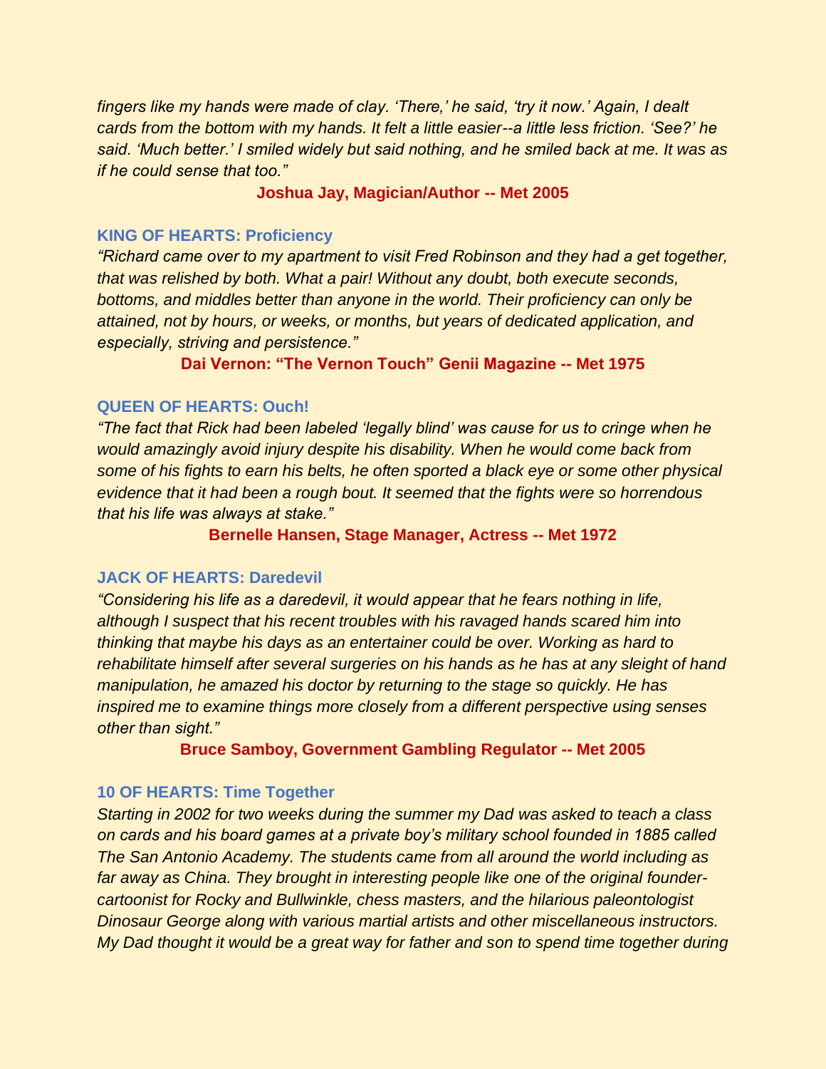*fingers like my hands were made of clay. 'There,' he said, 'try it now.' Again, I dealt cards from the bottom with my hands. It felt a little easier--a little less friction. 'See?' he said. 'Much better.' I smiled widely but said nothing, and he smiled back at me. It was as if he could sense that too."*

**Joshua Jay, Magician/Author -- Met 2005**

### KING OF HEARTS: Proficiency

*"Richard came over to my apartment to visit Fred Robinson and they had a get together, that was relished by both. What a pair! Without any doubt, both execute seconds, bottoms, and middles better than anyone in the world. Their proficiency can only be attained, not by hours, or weeks, or months, but years of dedicated application, and especially, striving and persistence."*

**Dai Vernon: "The Vernon Touch" Genii Magazine -- Met 1975**

### QUEEN OF HEARTS: Ouch!

*"The fact that Rick had been labeled 'legally blind' was cause for us to cringe when he would amazingly avoid injury despite his disability. When he would come back from some of his fights to earn his belts, he often sported a black eye or some other physical evidence that it had been a rough bout. It seemed that the fights were so horrendous that his life was always at stake."*

**Bernelle Hansen, Stage Manager, Actress -- Met 1972**

### JACK OF HEARTS: Daredevil

*"Considering his life as a daredevil, it would appear that he fears nothing in life, although I suspect that his recent troubles with his ravaged hands scared him into thinking that maybe his days as an entertainer could be over. Working as hard to rehabilitate himself after several surgeries on his hands as he has at any sleight of hand manipulation, he amazed his doctor by returning to the stage so quickly. He has inspired me to examine things more closely from a different perspective using senses other than sight."*

**Bruce Samboy, Government Gambling Regulator -- Met 2005**

### 10 OF HEARTS: Time Together

*Starting in 2002 for two weeks during the summer my Dad was asked to teach a class on cards and his board games at a private boy's military school founded in 1885 called The San Antonio Academy. The students came from all around the world including as far away as China. They brought in interesting people like one of the original founder-cartoonist for Rocky and Bullwinkle, chess masters, and the hilarious paleontologist Dinosaur George along with various martial artists and other miscellaneous instructors. My Dad thought it would be a great way for father and son to spend time together during*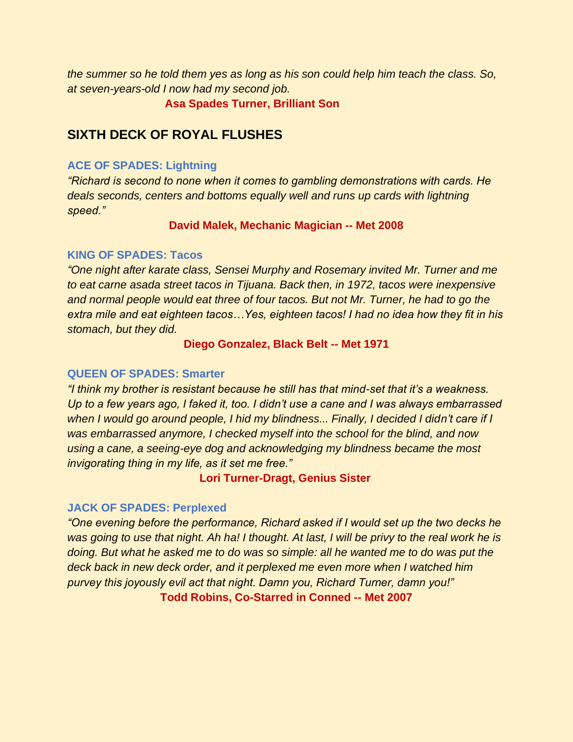*the summer so he told them yes as long as his son could help him teach the class. So, at seven-years-old I now had my second job.*

**Asa Spades Turner, Brilliant Son**

## SIXTH DECK OF ROYAL FLUSHES

### ACE OF SPADES: Lightning

*"Richard is second to none when it comes to gambling demonstrations with cards. He deals seconds, centers and bottoms equally well and runs up cards with lightning speed."*

**David Malek, Mechanic Magician -- Met 2008**

### KING OF SPADES: Tacos

*"One night after karate class, Sensei Murphy and Rosemary invited Mr. Turner and me to eat carne asada street tacos in Tijuana. Back then, in 1972, tacos were inexpensive and normal people would eat three of four tacos. But not Mr. Turner, he had to go the extra mile and eat eighteen tacos…Yes, eighteen tacos! I had no idea how they fit in his stomach, but they did.*

**Diego Gonzalez, Black Belt -- Met 1971**

### QUEEN OF SPADES: Smarter

*"I think my brother is resistant because he still has that mind-set that it's a weakness. Up to a few years ago, I faked it, too. I didn't use a cane and I was always embarrassed when I would go around people, I hid my blindness... Finally, I decided I didn't care if I was embarrassed anymore, I checked myself into the school for the blind, and now using a cane, a seeing-eye dog and acknowledging my blindness became the most invigorating thing in my life, as it set me free."*

**Lori Turner-Dragt, Genius Sister**

### JACK OF SPADES: Perplexed

*"One evening before the performance, Richard asked if I would set up the two decks he was going to use that night. Ah ha! I thought. At last, I will be privy to the real work he is doing. But what he asked me to do was so simple: all he wanted me to do was put the deck back in new deck order, and it perplexed me even more when I watched him purvey this joyously evil act that night. Damn you, Richard Turner, damn you!"*

**Todd Robins, Co-Starred in Conned -- Met 2007**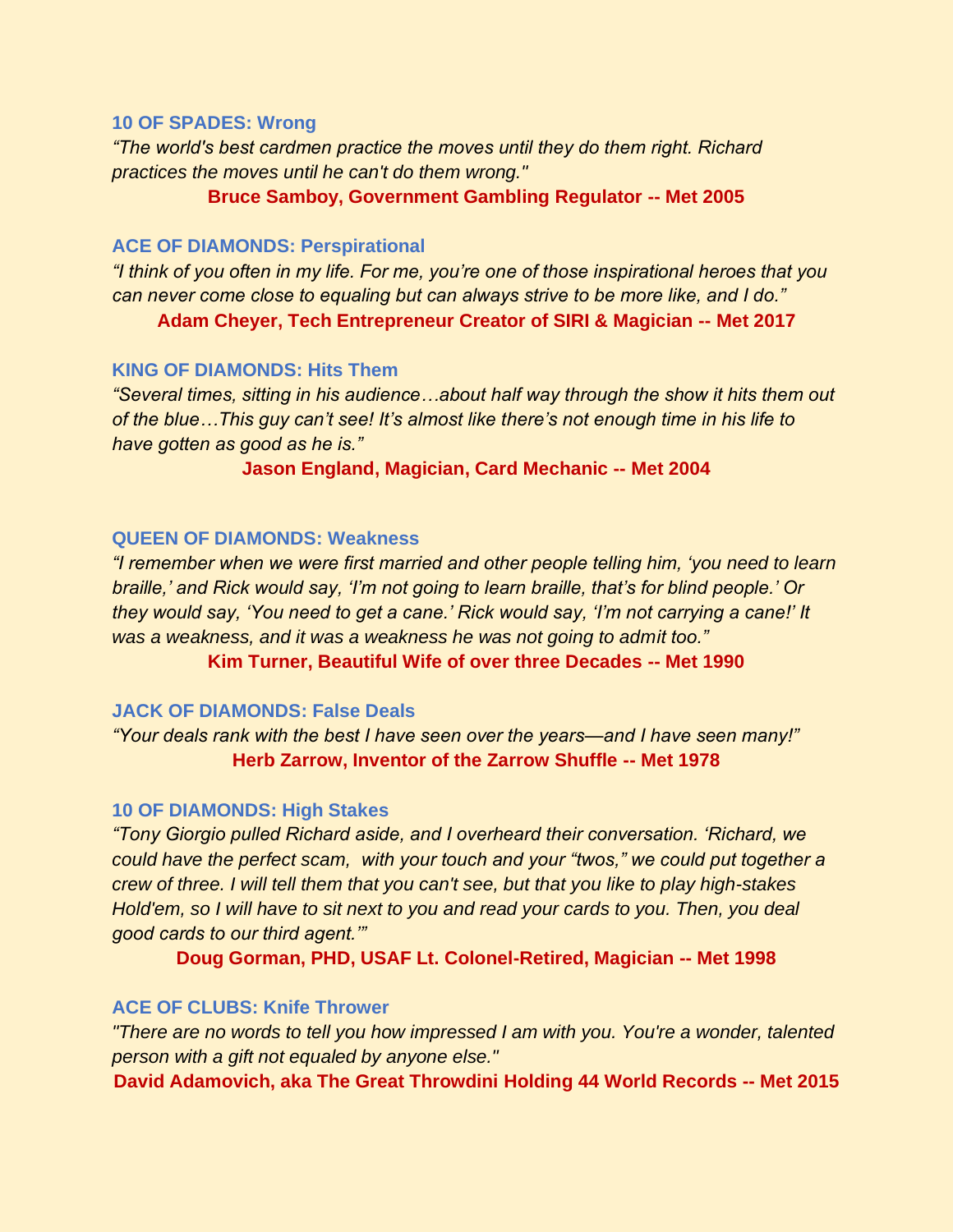### 10 OF SPADES: Wrong

*"The world's best cardmen practice the moves until they do them right. Richard practices the moves until he can't do them wrong."*

**Bruce Samboy, Government Gambling Regulator -- Met 2005**

### ACE OF DIAMONDS: Perspirational

*"I think of you often in my life. For me, you're one of those inspirational heroes that you can never come close to equaling but can always strive to be more like, and I do."*

**Adam Cheyer, Tech Entrepreneur Creator of SIRI & Magician -- Met 2017**

### KING OF DIAMONDS: Hits Them

*"Several times, sitting in his audience…about half way through the show it hits them out of the blue…This guy can't see! It's almost like there's not enough time in his life to have gotten as good as he is."*

**Jason England, Magician, Card Mechanic -- Met 2004**

### QUEEN OF DIAMONDS: Weakness

*"I remember when we were first married and other people telling him, 'you need to learn braille,' and Rick would say, 'I'm not going to learn braille, that's for blind people.' Or they would say, 'You need to get a cane.' Rick would say, 'I'm not carrying a cane!' It was a weakness, and it was a weakness he was not going to admit too."*

**Kim Turner, Beautiful Wife of over three Decades -- Met 1990**

### JACK OF DIAMONDS: False Deals

*"Your deals rank with the best I have seen over the years—and I have seen many!"*

**Herb Zarrow, Inventor of the Zarrow Shuffle -- Met 1978**

### 10 OF DIAMONDS: High Stakes

*"Tony Giorgio pulled Richard aside, and I overheard their conversation. 'Richard, we could have the perfect scam, with your touch and your "twos," we could put together a crew of three. I will tell them that you can't see, but that you like to play high-stakes Hold'em, so I will have to sit next to you and read your cards to you. Then, you deal good cards to our third agent.'"*

**Doug Gorman, PHD, USAF Lt. Colonel-Retired, Magician -- Met 1998**

### ACE OF CLUBS: Knife Thrower

*"There are no words to tell you how impressed I am with you. You're a wonder, talented person with a gift not equaled by anyone else."*

**David Adamovich, aka The Great Throwdini Holding 44 World Records -- Met 2015**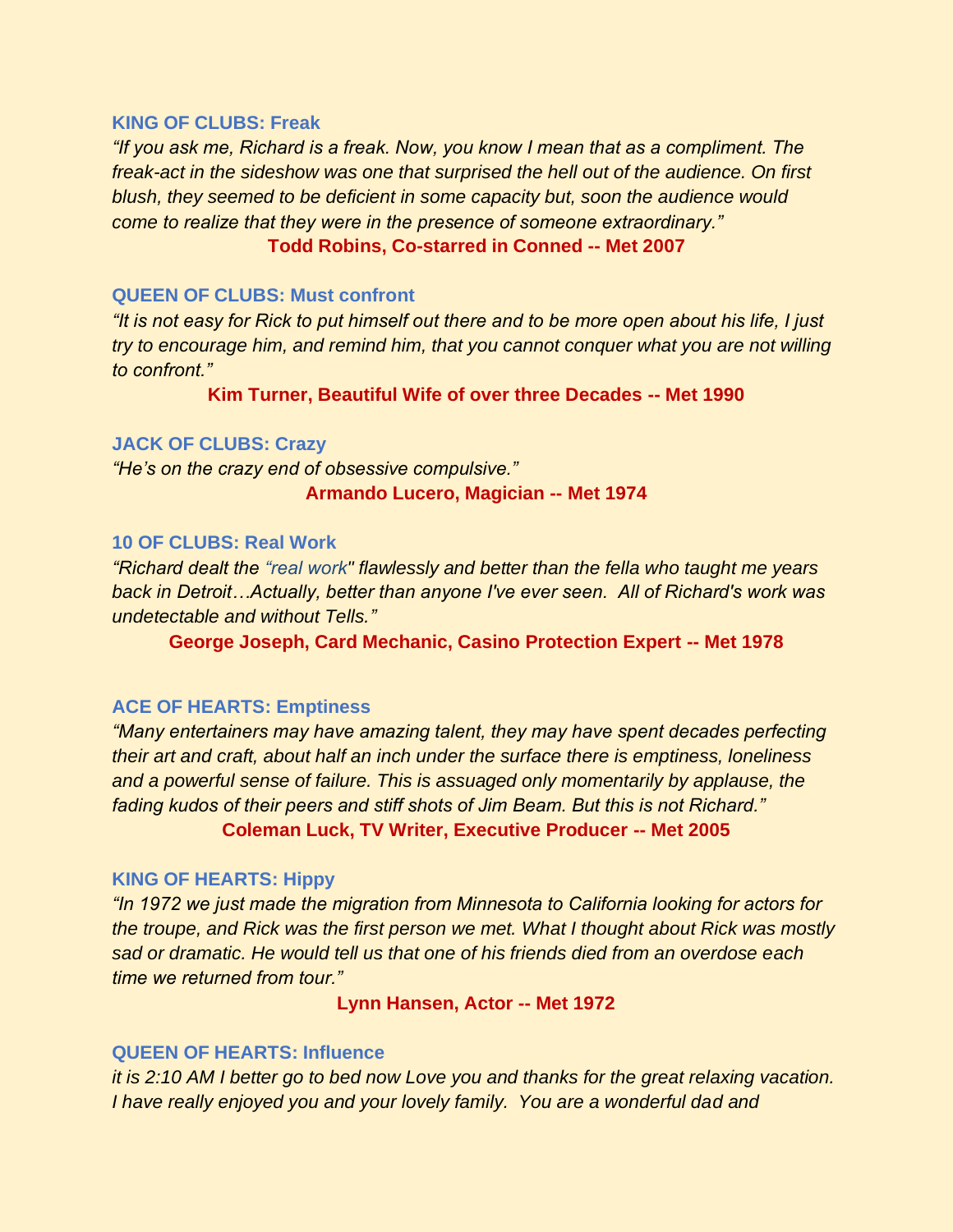### KING OF CLUBS: Freak

*"If you ask me, Richard is a freak. Now, you know I mean that as a compliment. The freak-act in the sideshow was one that surprised the hell out of the audience. On first blush, they seemed to be deficient in some capacity but, soon the audience would come to realize that they were in the presence of someone extraordinary."*

**Todd Robins, Co-starred in Conned -- Met 2007**

### QUEEN OF CLUBS: Must confront

*"It is not easy for Rick to put himself out there and to be more open about his life, I just try to encourage him, and remind him, that you cannot conquer what you are not willing to confront."*

**Kim Turner, Beautiful Wife of over three Decades -- Met 1990**

### JACK OF CLUBS: Crazy

*"He's on the crazy end of obsessive compulsive."*

**Armando Lucero, Magician -- Met 1974**

### 10 OF CLUBS: Real Work

*"Richard dealt the "real work" flawlessly and better than the fella who taught me years back in Detroit…Actually, better than anyone I've ever seen. All of Richard's work was undetectable and without Tells."*

**George Joseph, Card Mechanic, Casino Protection Expert -- Met 1978**

### ACE OF HEARTS: Emptiness

*"Many entertainers may have amazing talent, they may have spent decades perfecting their art and craft, about half an inch under the surface there is emptiness, loneliness and a powerful sense of failure. This is assuaged only momentarily by applause, the fading kudos of their peers and stiff shots of Jim Beam. But this is not Richard."*

**Coleman Luck, TV Writer, Executive Producer -- Met 2005**

### KING OF HEARTS: Hippy

*"In 1972 we just made the migration from Minnesota to California looking for actors for the troupe, and Rick was the first person we met. What I thought about Rick was mostly sad or dramatic. He would tell us that one of his friends died from an overdose each time we returned from tour."*

**Lynn Hansen, Actor -- Met 1972**

### QUEEN OF HEARTS: Influence

*it is 2:10 AM I better go to bed now Love you and thanks for the great relaxing vacation. I have really enjoyed you and your lovely family. You are a wonderful dad and*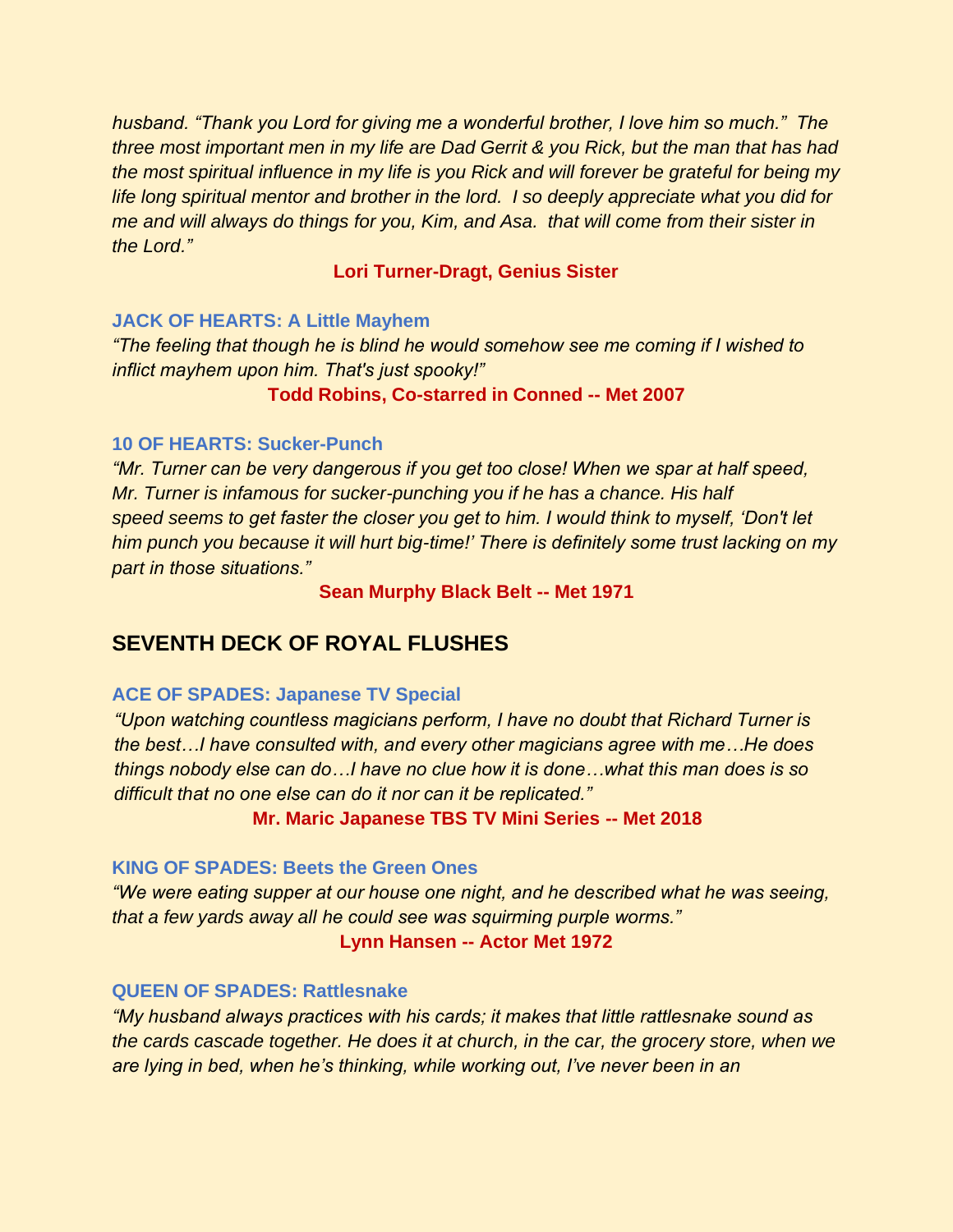*husband. “Thank you Lord for giving me a wonderful brother, I love him so much.” The three most important men in my life are Dad Gerrit & you Rick, but the man that has had the most spiritual influence in my life is you Rick and will forever be grateful for being my life long spiritual mentor and brother in the lord. I so deeply appreciate what you did for me and will always do things for you, Kim, and Asa. that will come from their sister in the Lord.”*

**Lori Turner-Dragt, Genius Sister**

### JACK OF HEARTS: A Little Mayhem

*“The feeling that though he is blind he would somehow see me coming if I wished to inflict mayhem upon him. That's just spooky!”*

**Todd Robins, Co-starred in Conned -- Met 2007**

### 10 OF HEARTS: Sucker-Punch

*“Mr. Turner can be very dangerous if you get too close! When we spar at half speed, Mr. Turner is infamous for sucker-punching you if he has a chance. His half speed seems to get faster the closer you get to him. I would think to myself, ‘Don't let him punch you because it will hurt big-time!’ There is definitely some trust lacking on my part in those situations.”*

**Sean Murphy Black Belt -- Met 1971**

## SEVENTH DECK OF ROYAL FLUSHES

### ACE OF SPADES: Japanese TV Special

*“Upon watching countless magicians perform, I have no doubt that Richard Turner is the best…I have consulted with, and every other magicians agree with me…He does things nobody else can do…I have no clue how it is done…what this man does is so difficult that no one else can do it nor can it be replicated.”*

**Mr. Maric Japanese TBS TV Mini Series -- Met 2018**

### KING OF SPADES: Beets the Green Ones

*“We were eating supper at our house one night, and he described what he was seeing, that a few yards away all he could see was squirming purple worms.”*

**Lynn Hansen -- Actor Met 1972**

### QUEEN OF SPADES: Rattlesnake

*“My husband always practices with his cards; it makes that little rattlesnake sound as the cards cascade together. He does it at church, in the car, the grocery store, when we are lying in bed, when he’s thinking, while working out, I’ve never been in an*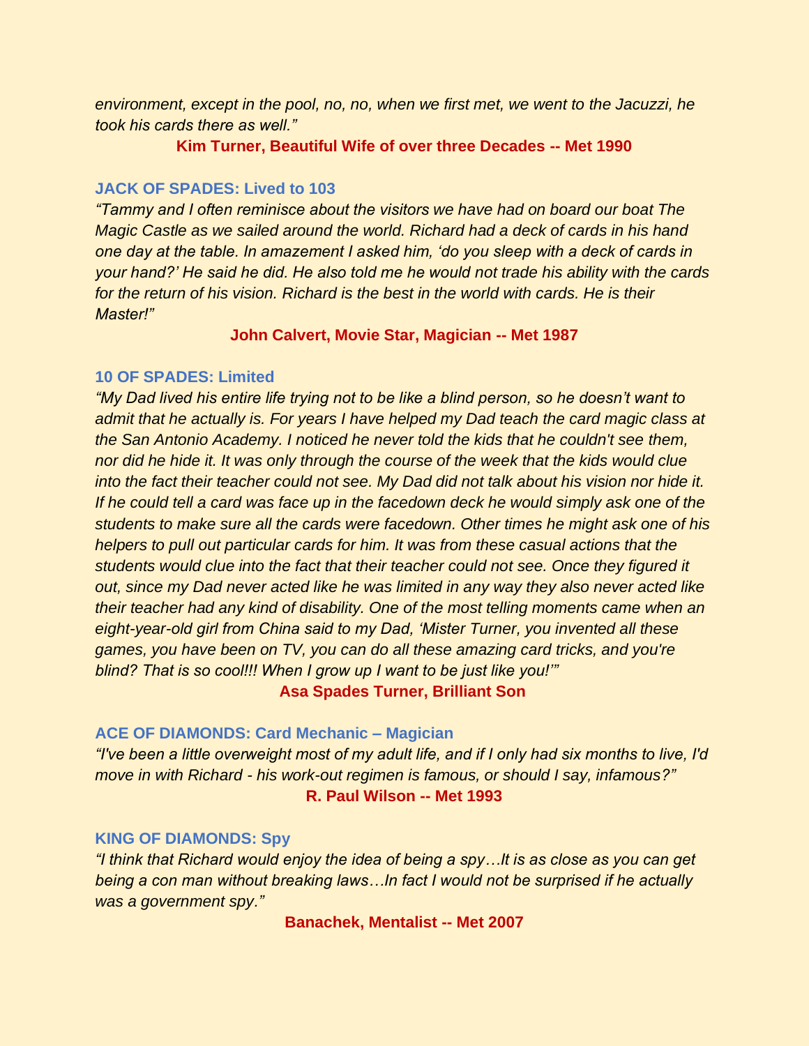*environment, except in the pool, no, no, when we first met, we went to the Jacuzzi, he took his cards there as well."*

**Kim Turner, Beautiful Wife of over three Decades -- Met 1990**

### JACK OF SPADES: Lived to 103

*"Tammy and I often reminisce about the visitors we have had on board our boat The Magic Castle as we sailed around the world. Richard had a deck of cards in his hand one day at the table. In amazement I asked him, 'do you sleep with a deck of cards in your hand?' He said he did. He also told me he would not trade his ability with the cards for the return of his vision. Richard is the best in the world with cards. He is their Master!"*

**John Calvert, Movie Star, Magician -- Met 1987**

### 10 OF SPADES: Limited

*"My Dad lived his entire life trying not to be like a blind person, so he doesn't want to admit that he actually is. For years I have helped my Dad teach the card magic class at the San Antonio Academy. I noticed he never told the kids that he couldn't see them, nor did he hide it. It was only through the course of the week that the kids would clue into the fact their teacher could not see. My Dad did not talk about his vision nor hide it. If he could tell a card was face up in the facedown deck he would simply ask one of the students to make sure all the cards were facedown. Other times he might ask one of his helpers to pull out particular cards for him. It was from these casual actions that the students would clue into the fact that their teacher could not see. Once they figured it out, since my Dad never acted like he was limited in any way they also never acted like their teacher had any kind of disability. One of the most telling moments came when an eight-year-old girl from China said to my Dad, 'Mister Turner, you invented all these games, you have been on TV, you can do all these amazing card tricks, and you're blind? That is so cool!!! When I grow up I want to be just like you!'"*

**Asa Spades Turner, Brilliant Son**

### ACE OF DIAMONDS: Card Mechanic – Magician

*"I've been a little overweight most of my adult life, and if I only had six months to live, I'd move in with Richard - his work-out regimen is famous, or should I say, infamous?"*

**R. Paul Wilson -- Met 1993**

### KING OF DIAMONDS: Spy

*"I think that Richard would enjoy the idea of being a spy…It is as close as you can get being a con man without breaking laws…In fact I would not be surprised if he actually was a government spy."*

**Banachek, Mentalist -- Met 2007**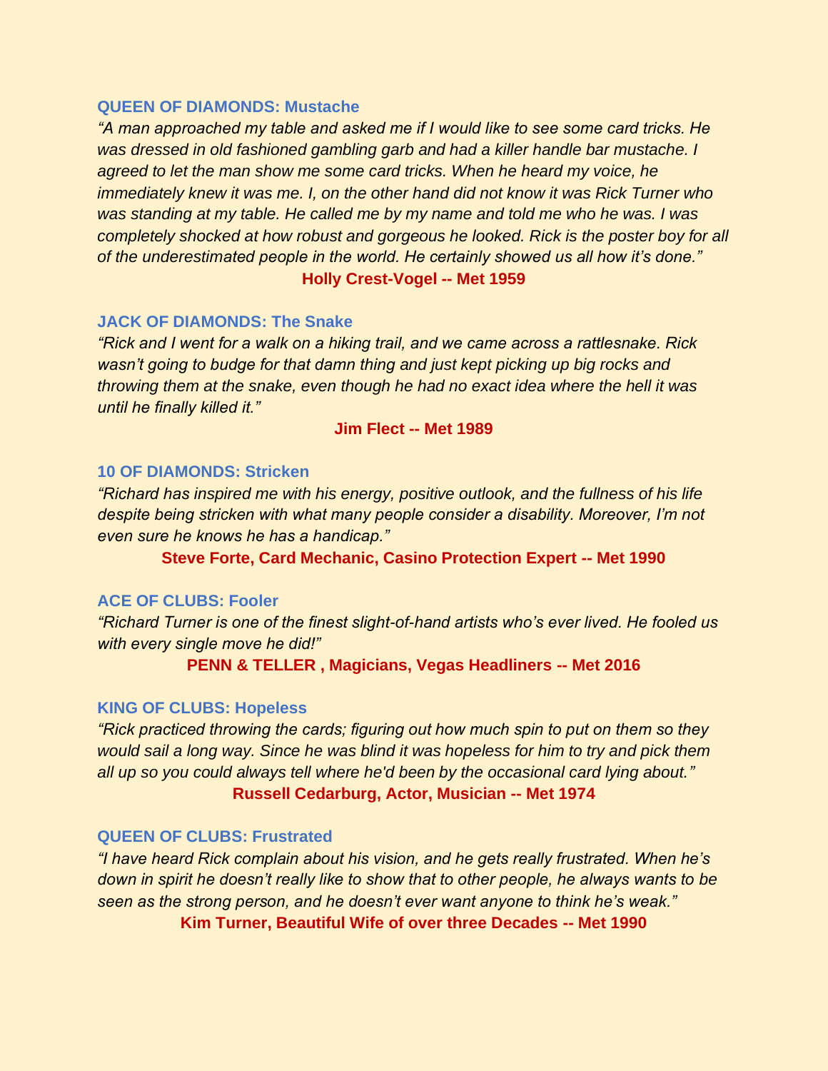### QUEEN OF DIAMONDS: Mustache

*"A man approached my table and asked me if I would like to see some card tricks. He was dressed in old fashioned gambling garb and had a killer handle bar mustache. I agreed to let the man show me some card tricks. When he heard my voice, he immediately knew it was me. I, on the other hand did not know it was Rick Turner who was standing at my table. He called me by my name and told me who he was. I was completely shocked at how robust and gorgeous he looked. Rick is the poster boy for all of the underestimated people in the world. He certainly showed us all how it's done."*

**Holly Crest-Vogel -- Met 1959**

### JACK OF DIAMONDS: The Snake

*"Rick and I went for a walk on a hiking trail, and we came across a rattlesnake. Rick wasn't going to budge for that damn thing and just kept picking up big rocks and throwing them at the snake, even though he had no exact idea where the hell it was until he finally killed it."*

**Jim Flect -- Met 1989**

### 10 OF DIAMONDS: Stricken

*"Richard has inspired me with his energy, positive outlook, and the fullness of his life despite being stricken with what many people consider a disability. Moreover, I'm not even sure he knows he has a handicap."*

**Steve Forte, Card Mechanic, Casino Protection Expert -- Met 1990**

### ACE OF CLUBS: Fooler

*"Richard Turner is one of the finest slight-of-hand artists who's ever lived. He fooled us with every single move he did!"*

**PENN & TELLER , Magicians, Vegas Headliners -- Met 2016**

### KING OF CLUBS: Hopeless

*"Rick practiced throwing the cards; figuring out how much spin to put on them so they would sail a long way. Since he was blind it was hopeless for him to try and pick them all up so you could always tell where he'd been by the occasional card lying about."*

**Russell Cedarburg, Actor, Musician -- Met 1974**

### QUEEN OF CLUBS: Frustrated

*"I have heard Rick complain about his vision, and he gets really frustrated. When he's down in spirit he doesn't really like to show that to other people, he always wants to be seen as the strong person, and he doesn't ever want anyone to think he's weak."*

**Kim Turner, Beautiful Wife of over three Decades -- Met 1990**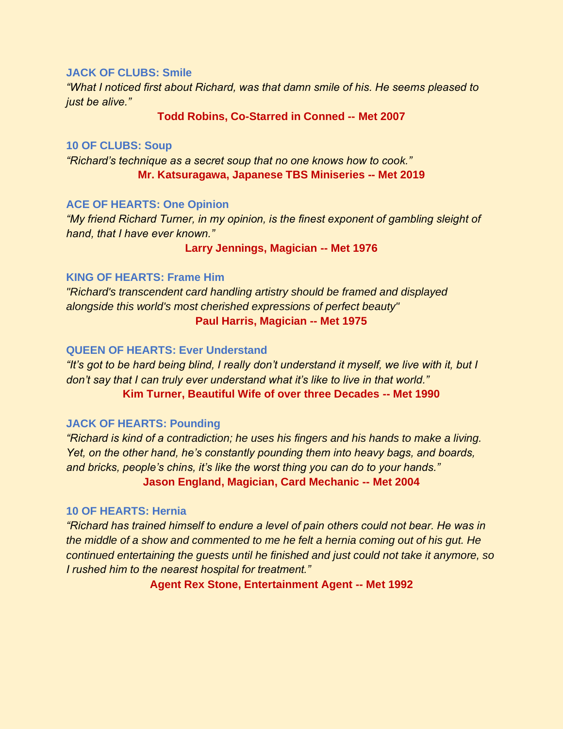### JACK OF CLUBS: Smile

*“What I noticed first about Richard, was that damn smile of his. He seems pleased to just be alive.”*

**Todd Robins, Co-Starred in Conned -- Met 2007**

### 10 OF CLUBS: Soup

*“Richard’s technique as a secret soup that no one knows how to cook.”*

**Mr. Katsuragawa, Japanese TBS Miniseries -- Met 2019**

### ACE OF HEARTS: One Opinion

*“My friend Richard Turner, in my opinion, is the finest exponent of gambling sleight of hand, that I have ever known.”*

**Larry Jennings, Magician -- Met 1976**

### KING OF HEARTS: Frame Him

*"Richard's transcendent card handling artistry should be framed and displayed alongside this world's most cherished expressions of perfect beauty"*

**Paul Harris, Magician -- Met 1975**

### QUEEN OF HEARTS: Ever Understand

*“It’s got to be hard being blind, I really don’t understand it myself, we live with it, but I don’t say that I can truly ever understand what it’s like to live in that world.”*

**Kim Turner, Beautiful Wife of over three Decades -- Met 1990**

### JACK OF HEARTS: Pounding

*“Richard is kind of a contradiction; he uses his fingers and his hands to make a living. Yet, on the other hand, he’s constantly pounding them into heavy bags, and boards, and bricks, people’s chins, it’s like the worst thing you can do to your hands.”*

**Jason England, Magician, Card Mechanic -- Met 2004**

### 10 OF HEARTS: Hernia

*“Richard has trained himself to endure a level of pain others could not bear. He was in the middle of a show and commented to me he felt a hernia coming out of his gut. He continued entertaining the guests until he finished and just could not take it anymore, so I rushed him to the nearest hospital for treatment.”*

**Agent Rex Stone, Entertainment Agent -- Met 1992**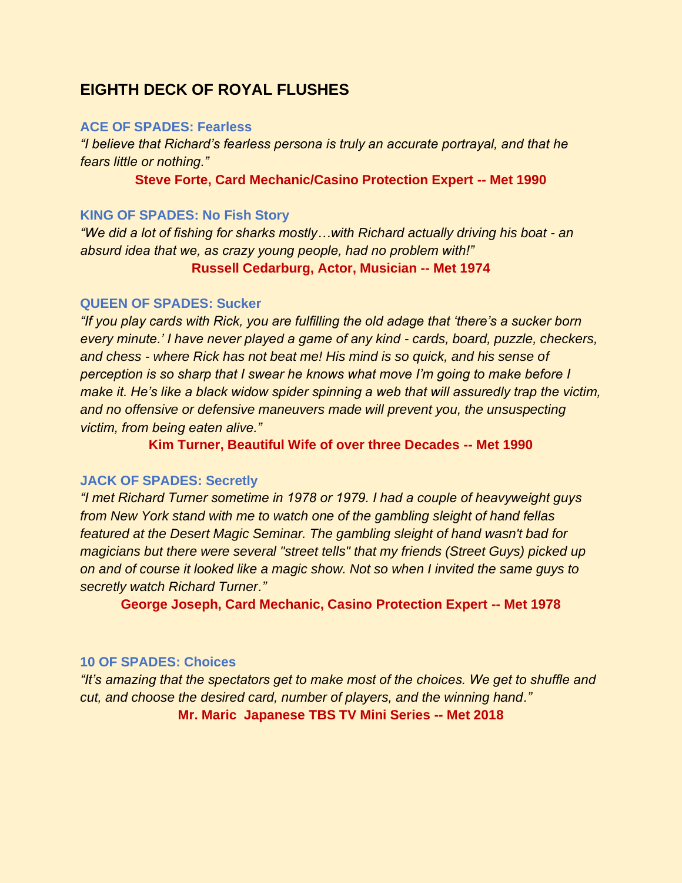## EIGHTH DECK OF ROYAL FLUSHES

### ACE OF SPADES: Fearless

*"I believe that Richard's fearless persona is truly an accurate portrayal, and that he fears little or nothing."*

**Steve Forte, Card Mechanic/Casino Protection Expert -- Met 1990**

### KING OF SPADES: No Fish Story

*"We did a lot of fishing for sharks mostly…with Richard actually driving his boat - an absurd idea that we, as crazy young people, had no problem with!"*

**Russell Cedarburg, Actor, Musician -- Met 1974**

### QUEEN OF SPADES: Sucker

*"If you play cards with Rick, you are fulfilling the old adage that 'there's a sucker born every minute.' I have never played a game of any kind - cards, board, puzzle, checkers, and chess - where Rick has not beat me! His mind is so quick, and his sense of perception is so sharp that I swear he knows what move I'm going to make before I make it. He's like a black widow spider spinning a web that will assuredly trap the victim, and no offensive or defensive maneuvers made will prevent you, the unsuspecting victim, from being eaten alive."*

**Kim Turner, Beautiful Wife of over three Decades -- Met 1990**

### JACK OF SPADES: Secretly

*"I met Richard Turner sometime in 1978 or 1979. I had a couple of heavyweight guys from New York stand with me to watch one of the gambling sleight of hand fellas featured at the Desert Magic Seminar. The gambling sleight of hand wasn't bad for magicians but there were several "street tells" that my friends (Street Guys) picked up on and of course it looked like a magic show. Not so when I invited the same guys to secretly watch Richard Turner."*

**George Joseph, Card Mechanic, Casino Protection Expert -- Met 1978**

### 10 OF SPADES: Choices

*"It's amazing that the spectators get to make most of the choices. We get to shuffle and cut, and choose the desired card, number of players, and the winning hand."*

**Mr. Maric Japanese TBS TV Mini Series -- Met 2018**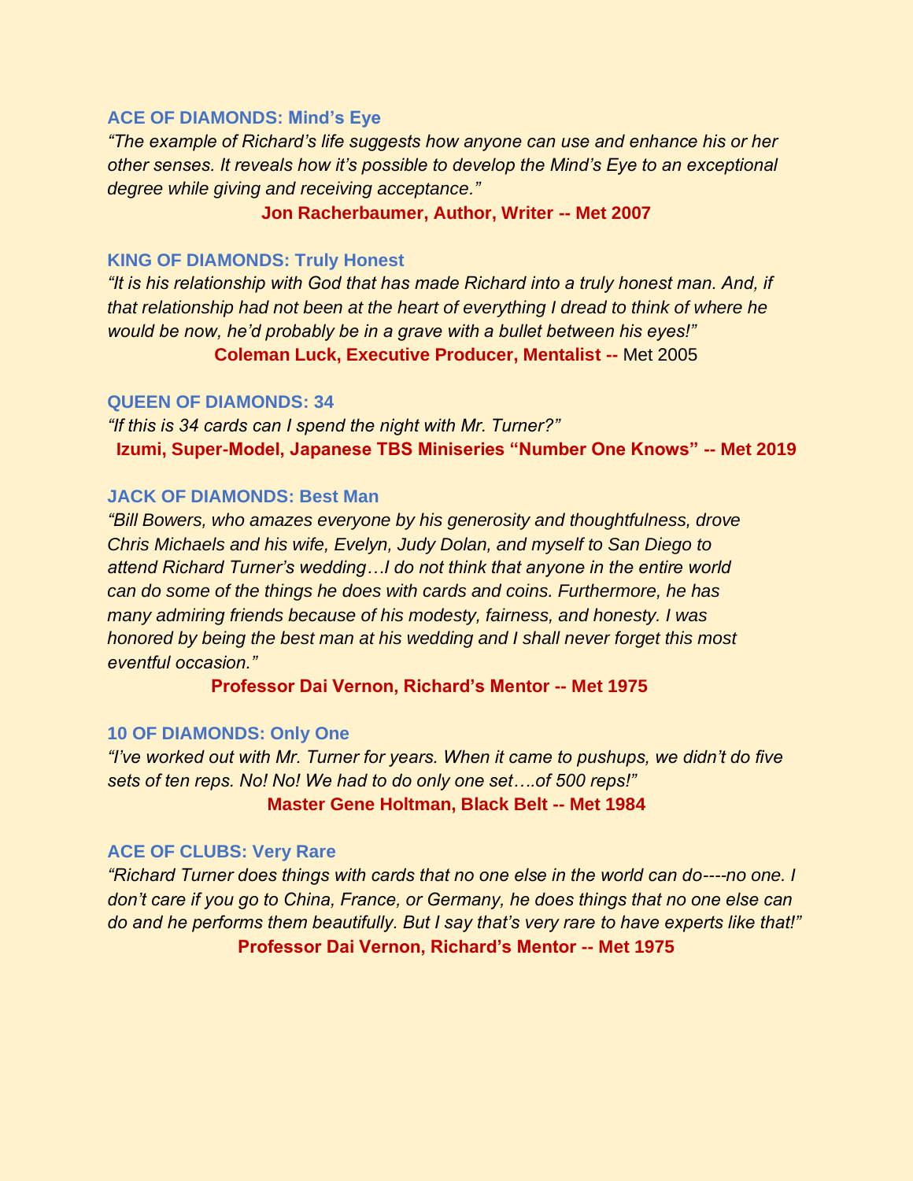### ACE OF DIAMONDS: Mind’s Eye

*“The example of Richard’s life suggests how anyone can use and enhance his or her other senses. It reveals how it’s possible to develop the Mind’s Eye to an exceptional degree while giving and receiving acceptance.”*

**Jon Racherbaumer, Author, Writer -- Met 2007**

### KING OF DIAMONDS: Truly Honest

*“It is his relationship with God that has made Richard into a truly honest man. And, if that relationship had not been at the heart of everything I dread to think of where he would be now, he’d probably be in a grave with a bullet between his eyes!”*

**Coleman Luck, Executive Producer, Mentalist --** Met 2005

### QUEEN OF DIAMONDS: 34

*“If this is 34 cards can I spend the night with Mr. Turner?”*

**Izumi, Super-Model, Japanese TBS Miniseries “Number One Knows” -- Met 2019**

### JACK OF DIAMONDS: Best Man

*“Bill Bowers, who amazes everyone by his generosity and thoughtfulness, drove Chris Michaels and his wife, Evelyn, Judy Dolan, and myself to San Diego to attend Richard Turner’s wedding…I do not think that anyone in the entire world can do some of the things he does with cards and coins. Furthermore, he has many admiring friends because of his modesty, fairness, and honesty. I was honored by being the best man at his wedding and I shall never forget this most eventful occasion.”*

**Professor Dai Vernon, Richard’s Mentor -- Met 1975**

### 10 OF DIAMONDS: Only One

*“I’ve worked out with Mr. Turner for years. When it came to pushups, we didn’t do five sets of ten reps. No! No! We had to do only one set….of 500 reps!”*

**Master Gene Holtman, Black Belt -- Met 1984**

### ACE OF CLUBS: Very Rare

*“Richard Turner does things with cards that no one else in the world can do----no one. I don’t care if you go to China, France, or Germany, he does things that no one else can do and he performs them beautifully. But I say that’s very rare to have experts like that!”*

**Professor Dai Vernon, Richard’s Mentor -- Met 1975**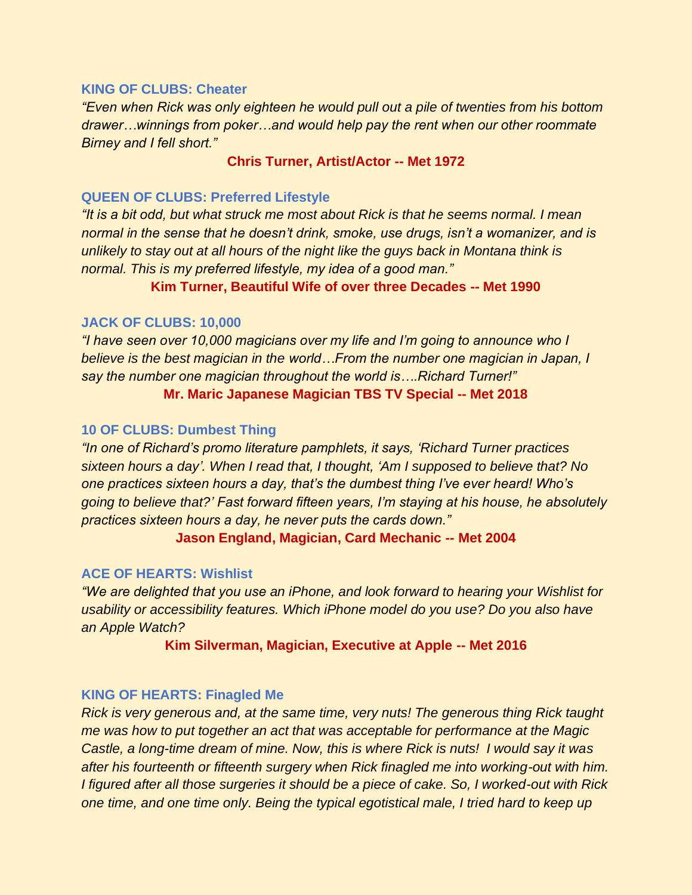### KING OF CLUBS: Cheater

*"Even when Rick was only eighteen he would pull out a pile of twenties from his bottom drawer…winnings from poker…and would help pay the rent when our other roommate Birney and I fell short."*

**Chris Turner, Artist/Actor -- Met 1972**

### QUEEN OF CLUBS: Preferred Lifestyle

*"It is a bit odd, but what struck me most about Rick is that he seems normal. I mean normal in the sense that he doesn't drink, smoke, use drugs, isn't a womanizer, and is unlikely to stay out at all hours of the night like the guys back in Montana think is normal. This is my preferred lifestyle, my idea of a good man."*

**Kim Turner, Beautiful Wife of over three Decades -- Met 1990**

### JACK OF CLUBS: 10,000

*"I have seen over 10,000 magicians over my life and I'm going to announce who I believe is the best magician in the world…From the number one magician in Japan, I say the number one magician throughout the world is….Richard Turner!"*

**Mr. Maric Japanese Magician TBS TV Special -- Met 2018**

### 10 OF CLUBS: Dumbest Thing

*"In one of Richard's promo literature pamphlets, it says, 'Richard Turner practices sixteen hours a day'. When I read that, I thought, 'Am I supposed to believe that? No one practices sixteen hours a day, that's the dumbest thing I've ever heard! Who's going to believe that?' Fast forward fifteen years, I'm staying at his house, he absolutely practices sixteen hours a day, he never puts the cards down."*

**Jason England, Magician, Card Mechanic -- Met 2004**

### ACE OF HEARTS: Wishlist

*"We are delighted that you use an iPhone, and look forward to hearing your Wishlist for usability or accessibility features. Which iPhone model do you use? Do you also have an Apple Watch?*

**Kim Silverman, Magician, Executive at Apple -- Met 2016**

### KING OF HEARTS: Finagled Me

*Rick is very generous and, at the same time, very nuts! The generous thing Rick taught me was how to put together an act that was acceptable for performance at the Magic Castle, a long-time dream of mine. Now, this is where Rick is nuts! I would say it was after his fourteenth or fifteenth surgery when Rick finagled me into working-out with him. I figured after all those surgeries it should be a piece of cake. So, I worked-out with Rick one time, and one time only. Being the typical egotistical male, I tried hard to keep up*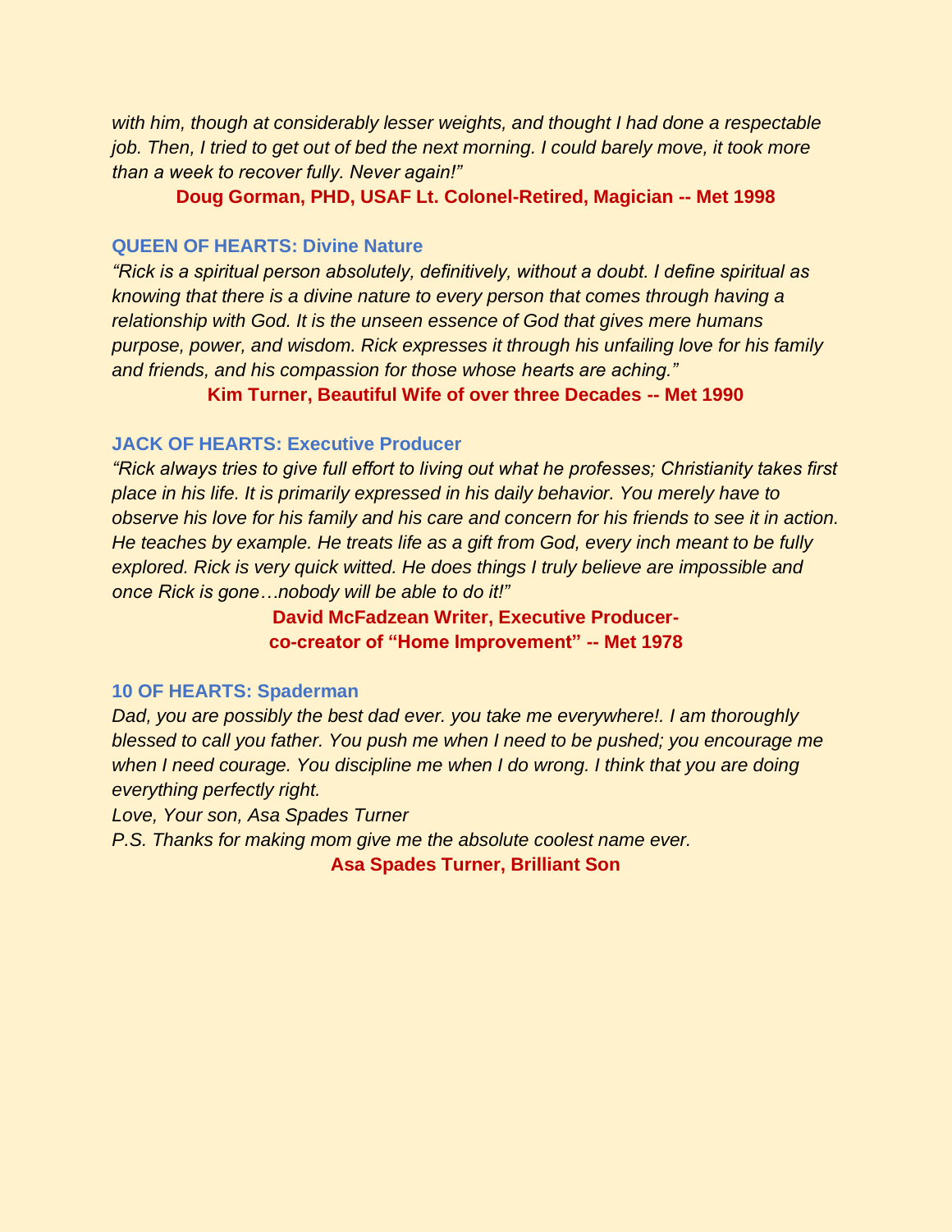*with him, though at considerably lesser weights, and thought I had done a respectable job. Then, I tried to get out of bed the next morning. I could barely move, it took more than a week to recover fully. Never again!"*

**Doug Gorman, PHD, USAF Lt. Colonel-Retired, Magician -- Met 1998**

### QUEEN OF HEARTS: Divine Nature

*"Rick is a spiritual person absolutely, definitively, without a doubt. I define spiritual as knowing that there is a divine nature to every person that comes through having a relationship with God. It is the unseen essence of God that gives mere humans purpose, power, and wisdom. Rick expresses it through his unfailing love for his family and friends, and his compassion for those whose hearts are aching."*

**Kim Turner, Beautiful Wife of over three Decades -- Met 1990**

### JACK OF HEARTS: Executive Producer

*"Rick always tries to give full effort to living out what he professes; Christianity takes first place in his life. It is primarily expressed in his daily behavior. You merely have to observe his love for his family and his care and concern for his friends to see it in action. He teaches by example. He treats life as a gift from God, every inch meant to be fully explored. Rick is very quick witted. He does things I truly believe are impossible and once Rick is gone…nobody will be able to do it!"*

**David McFadzean Writer, Executive Producer-
co-creator of "Home Improvement" -- Met 1978**

### 10 OF HEARTS: Spaderman

*Dad, you are possibly the best dad ever. you take me everywhere!. I am thoroughly blessed to call you father. You push me when I need to be pushed; you encourage me when I need courage. You discipline me when I do wrong. I think that you are doing everything perfectly right.*

*Love, Your son, Asa Spades Turner*

*P.S. Thanks for making mom give me the absolute coolest name ever.*

**Asa Spades Turner, Brilliant Son**